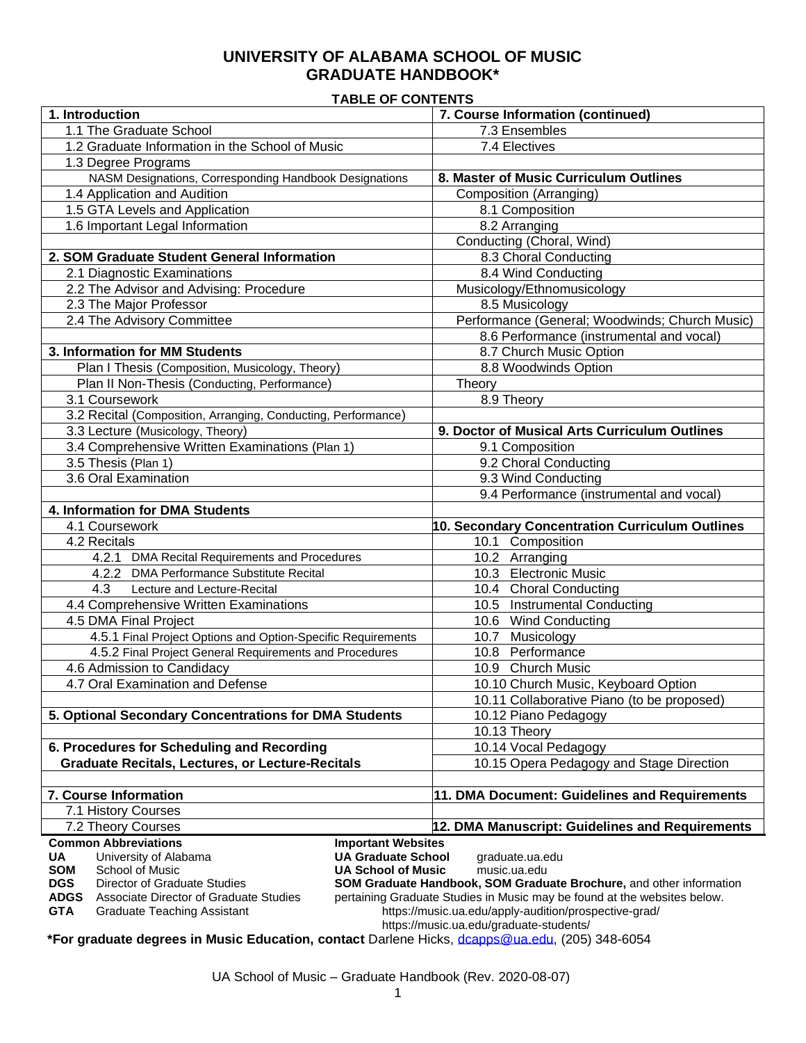# UNIVERSITY OF ALABAMA SCHOOL OF MUSIC
# GRADUATE HANDBOOK*

**TABLE OF CONTENTS**

| **1. Introduction** | **7. Course Information (continued)** |
|---|---|
| 1.1 The Graduate School | 7.3 Ensembles |
| 1.2 Graduate Information in the School of Music | 7.4 Electives |
| 1.3 Degree Programs | |
| NASM Designations, Corresponding Handbook Designations | **8. Master of Music Curriculum Outlines** |
| 1.4 Application and Audition | Composition (Arranging) |
| 1.5 GTA Levels and Application | 8.1 Composition |
| 1.6 Important Legal Information | 8.2 Arranging |
| | Conducting (Choral, Wind) |
| **2. SOM Graduate Student General Information** | 8.3 Choral Conducting |
| 2.1 Diagnostic Examinations | 8.4 Wind Conducting |
| 2.2 The Advisor and Advising: Procedure | Musicology/Ethnomusicology |
| 2.3 The Major Professor | 8.5 Musicology |
| 2.4 The Advisory Committee | Performance (General; Woodwinds; Church Music) |
| | 8.6 Performance (instrumental and vocal) |
| **3. Information for MM Students** | 8.7 Church Music Option |
| Plan I Thesis (Composition, Musicology, Theory) | 8.8 Woodwinds Option |
| Plan II Non-Thesis (Conducting, Performance) | Theory |
| 3.1 Coursework | 8.9 Theory |
| 3.2 Recital (Composition, Arranging, Conducting, Performance) | |
| 3.3 Lecture (Musicology, Theory) | **9. Doctor of Musical Arts Curriculum Outlines** |
| 3.4 Comprehensive Written Examinations (Plan 1) | 9.1 Composition |
| 3.5 Thesis (Plan 1) | 9.2 Choral Conducting |
| 3.6 Oral Examination | 9.3 Wind Conducting |
| | 9.4 Performance (instrumental and vocal) |
| **4. Information for DMA Students** | |
| 4.1 Coursework | **10. Secondary Concentration Curriculum Outlines** |
| 4.2 Recitals | 10.1 Composition |
| 4.2.1 DMA Recital Requirements and Procedures | 10.2 Arranging |
| 4.2.2 DMA Performance Substitute Recital | 10.3 Electronic Music |
| 4.3 Lecture and Lecture-Recital | 10.4 Choral Conducting |
| 4.4 Comprehensive Written Examinations | 10.5 Instrumental Conducting |
| 4.5 DMA Final Project | 10.6 Wind Conducting |
| 4.5.1 Final Project Options and Option-Specific Requirements | 10.7 Musicology |
| 4.5.2 Final Project General Requirements and Procedures | 10.8 Performance |
| 4.6 Admission to Candidacy | 10.9 Church Music |
| 4.7 Oral Examination and Defense | 10.10 Church Music, Keyboard Option |
| | 10.11 Collaborative Piano (to be proposed) |
| **5. Optional Secondary Concentrations for DMA Students** | 10.12 Piano Pedagogy |
| | 10.13 Theory |
| **6. Procedures for Scheduling and Recording** | 10.14 Vocal Pedagogy |
| **Graduate Recitals, Lectures, or Lecture-Recitals** | 10.15 Opera Pedagogy and Stage Direction |
| | |
| **7. Course Information** | **11. DMA Document: Guidelines and Requirements** |
| 7.1 History Courses | |
| 7.2 Theory Courses | **12. DMA Manuscript: Guidelines and Requirements** |

**Common Abbreviations**

- **UA** University of Alabama
- **SOM** School of Music
- **DGS** Director of Graduate Studies
- **ADGS** Associate Director of Graduate Studies
- **GTA** Graduate Teaching Assistant

**Important Websites**

- **UA Graduate School** graduate.ua.edu
- **UA School of Music** music.ua.edu

**SOM Graduate Handbook, SOM Graduate Brochure,** and other information pertaining Graduate Studies in Music may be found at the websites below.
https://music.ua.edu/apply-audition/prospective-grad/
https://music.ua.edu/graduate-students/

***For graduate degrees in Music Education, contact** Darlene Hicks, dcapps@ua.edu, (205) 348-6054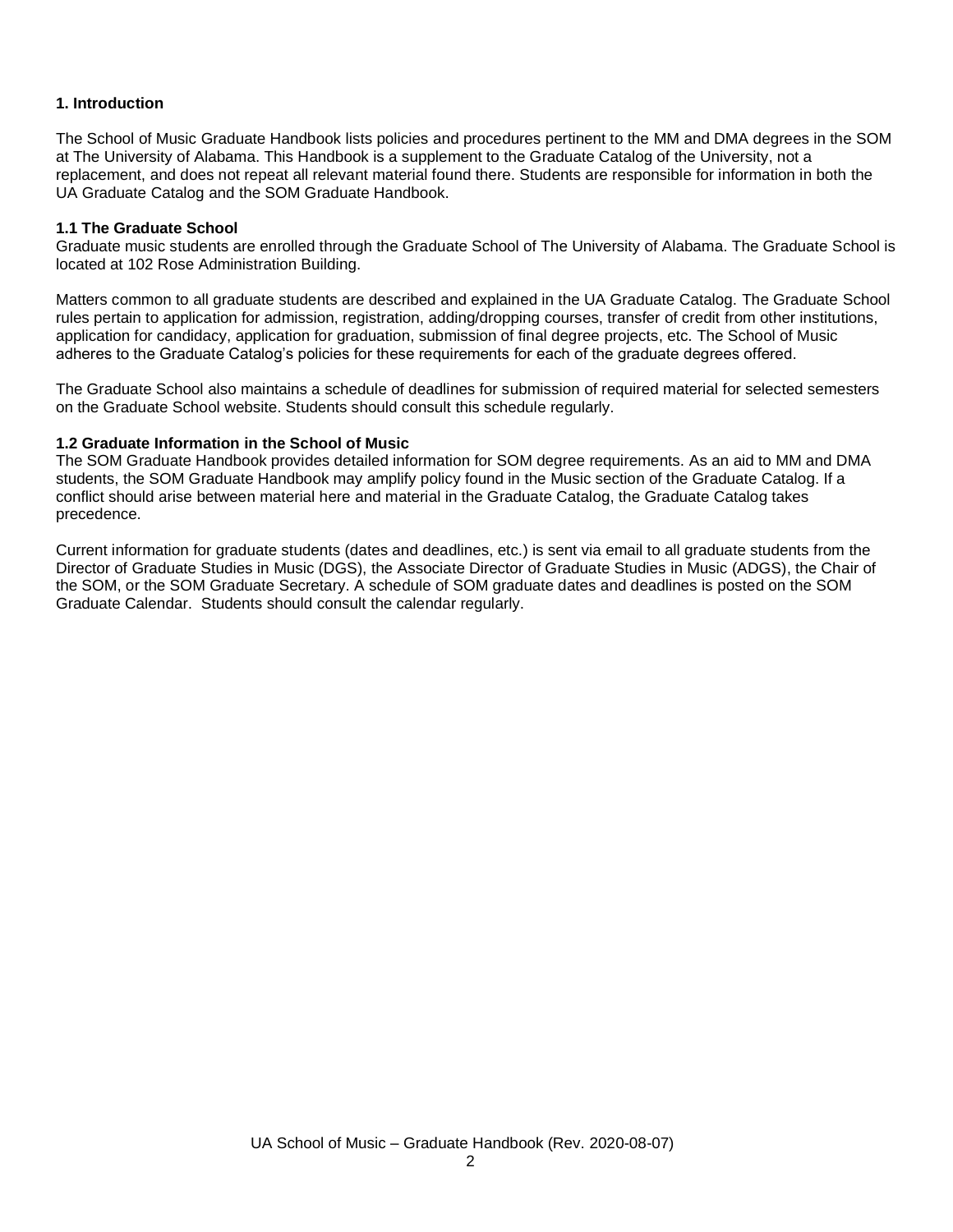## 1. Introduction

The School of Music Graduate Handbook lists policies and procedures pertinent to the MM and DMA degrees in the SOM at The University of Alabama. This Handbook is a supplement to the Graduate Catalog of the University, not a replacement, and does not repeat all relevant material found there. Students are responsible for information in both the UA Graduate Catalog and the SOM Graduate Handbook.

### 1.1 The Graduate School

Graduate music students are enrolled through the Graduate School of The University of Alabama. The Graduate School is located at 102 Rose Administration Building.

Matters common to all graduate students are described and explained in the UA Graduate Catalog. The Graduate School rules pertain to application for admission, registration, adding/dropping courses, transfer of credit from other institutions, application for candidacy, application for graduation, submission of final degree projects, etc. The School of Music adheres to the Graduate Catalog's policies for these requirements for each of the graduate degrees offered.

The Graduate School also maintains a schedule of deadlines for submission of required material for selected semesters on the Graduate School website. Students should consult this schedule regularly.

### 1.2 Graduate Information in the School of Music

The SOM Graduate Handbook provides detailed information for SOM degree requirements. As an aid to MM and DMA students, the SOM Graduate Handbook may amplify policy found in the Music section of the Graduate Catalog. If a conflict should arise between material here and material in the Graduate Catalog, the Graduate Catalog takes precedence.

Current information for graduate students (dates and deadlines, etc.) is sent via email to all graduate students from the Director of Graduate Studies in Music (DGS), the Associate Director of Graduate Studies in Music (ADGS), the Chair of the SOM, or the SOM Graduate Secretary. A schedule of SOM graduate dates and deadlines is posted on the SOM Graduate Calendar. Students should consult the calendar regularly.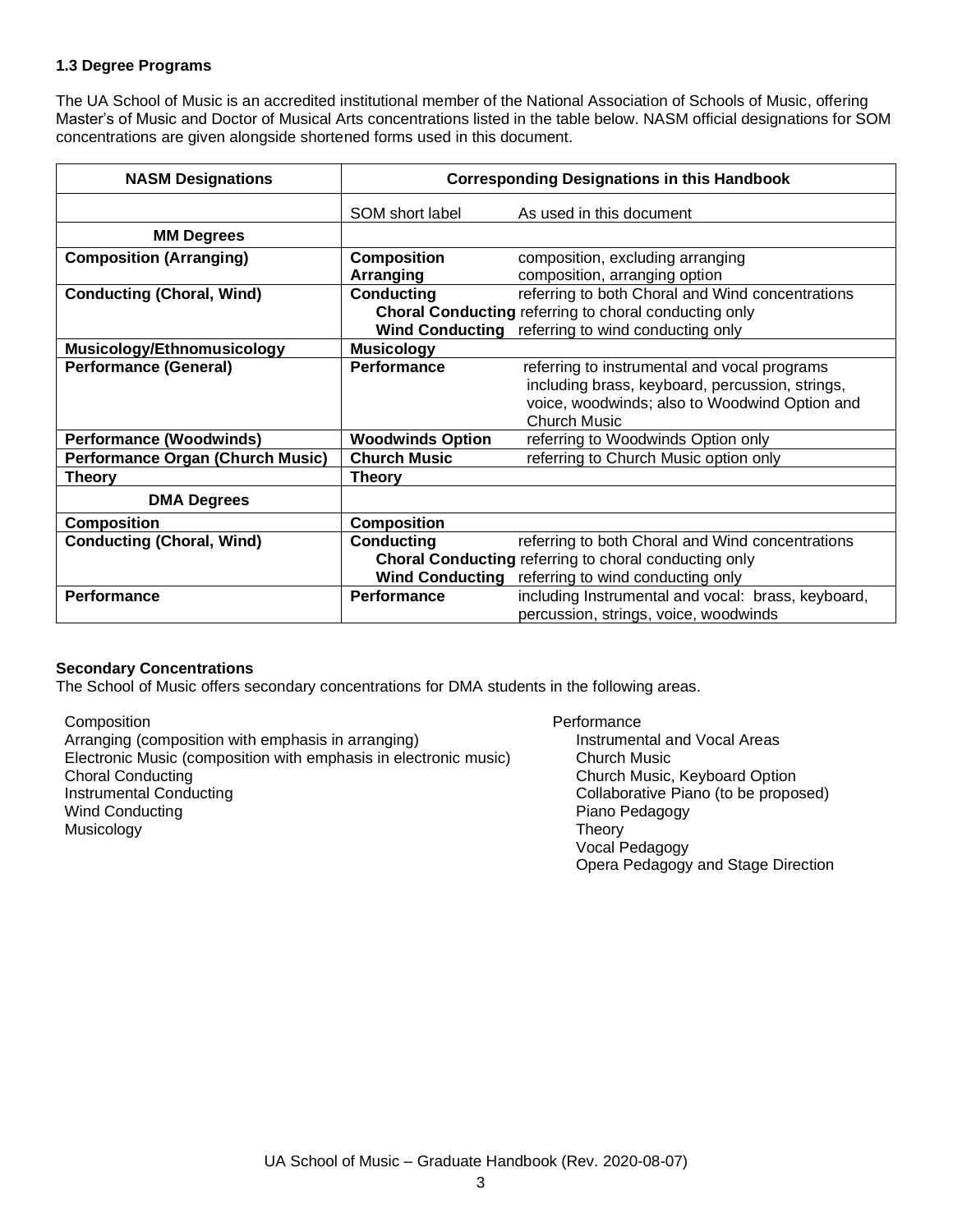### 1.3 Degree Programs

The UA School of Music is an accredited institutional member of the National Association of Schools of Music, offering Master's of Music and Doctor of Musical Arts concentrations listed in the table below. NASM official designations for SOM concentrations are given alongside shortened forms used in this document.

| NASM Designations | Corresponding Designations in this Handbook | |
|---|---|---|
| | SOM short label | As used in this document |
| **MM Degrees** | | |
| **Composition (Arranging)** | **Composition**<br>**Arranging** | composition, excluding arranging<br>composition, arranging option |
| **Conducting (Choral, Wind)** | **Conducting**<br>**Choral Conducting**<br>**Wind Conducting** | referring to both Choral and Wind concentrations<br>referring to choral conducting only<br>referring to wind conducting only |
| **Musicology/Ethnomusicology** | **Musicology** | |
| **Performance (General)** | **Performance** | referring to instrumental and vocal programs including brass, keyboard, percussion, strings, voice, woodwinds; also to Woodwind Option and Church Music |
| **Performance (Woodwinds)** | **Woodwinds Option** | referring to Woodwinds Option only |
| **Performance Organ (Church Music)** | **Church Music** | referring to Church Music option only |
| **Theory** | **Theory** | |
| **DMA Degrees** | | |
| **Composition** | **Composition** | |
| **Conducting (Choral, Wind)** | **Conducting**<br>**Choral Conducting**<br>**Wind Conducting** | referring to both Choral and Wind concentrations<br>referring to choral conducting only<br>referring to wind conducting only |
| **Performance** | **Performance** | including Instrumental and vocal: brass, keyboard, percussion, strings, voice, woodwinds |

**Secondary Concentrations**

The School of Music offers secondary concentrations for DMA students in the following areas.

- Composition
- Arranging (composition with emphasis in arranging)
- Electronic Music (composition with emphasis in electronic music)
- Choral Conducting
- Instrumental Conducting
- Wind Conducting
- Musicology
- Performance
  - Instrumental and Vocal Areas
  - Church Music
  - Church Music, Keyboard Option
  - Collaborative Piano (to be proposed)
  - Piano Pedagogy
  - Theory
  - Vocal Pedagogy
  - Opera Pedagogy and Stage Direction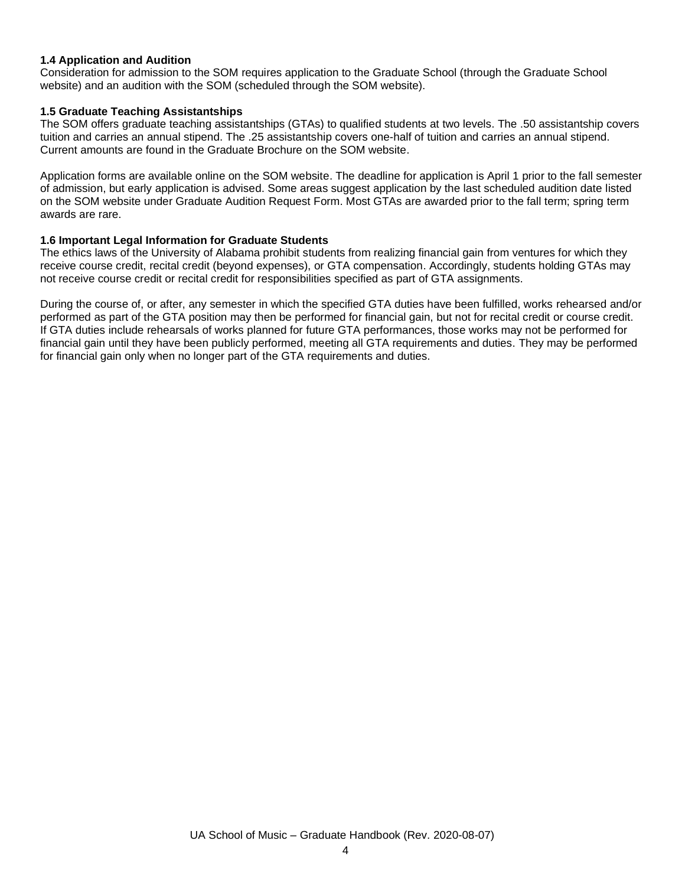### 1.4 Application and Audition

Consideration for admission to the SOM requires application to the Graduate School (through the Graduate School website) and an audition with the SOM (scheduled through the SOM website).

### 1.5 Graduate Teaching Assistantships

The SOM offers graduate teaching assistantships (GTAs) to qualified students at two levels. The .50 assistantship covers tuition and carries an annual stipend. The .25 assistantship covers one-half of tuition and carries an annual stipend. Current amounts are found in the Graduate Brochure on the SOM website.

Application forms are available online on the SOM website. The deadline for application is April 1 prior to the fall semester of admission, but early application is advised. Some areas suggest application by the last scheduled audition date listed on the SOM website under Graduate Audition Request Form. Most GTAs are awarded prior to the fall term; spring term awards are rare.

### 1.6 Important Legal Information for Graduate Students

The ethics laws of the University of Alabama prohibit students from realizing financial gain from ventures for which they receive course credit, recital credit (beyond expenses), or GTA compensation. Accordingly, students holding GTAs may not receive course credit or recital credit for responsibilities specified as part of GTA assignments.

During the course of, or after, any semester in which the specified GTA duties have been fulfilled, works rehearsed and/or performed as part of the GTA position may then be performed for financial gain, but not for recital credit or course credit. If GTA duties include rehearsals of works planned for future GTA performances, those works may not be performed for financial gain until they have been publicly performed, meeting all GTA requirements and duties. They may be performed for financial gain only when no longer part of the GTA requirements and duties.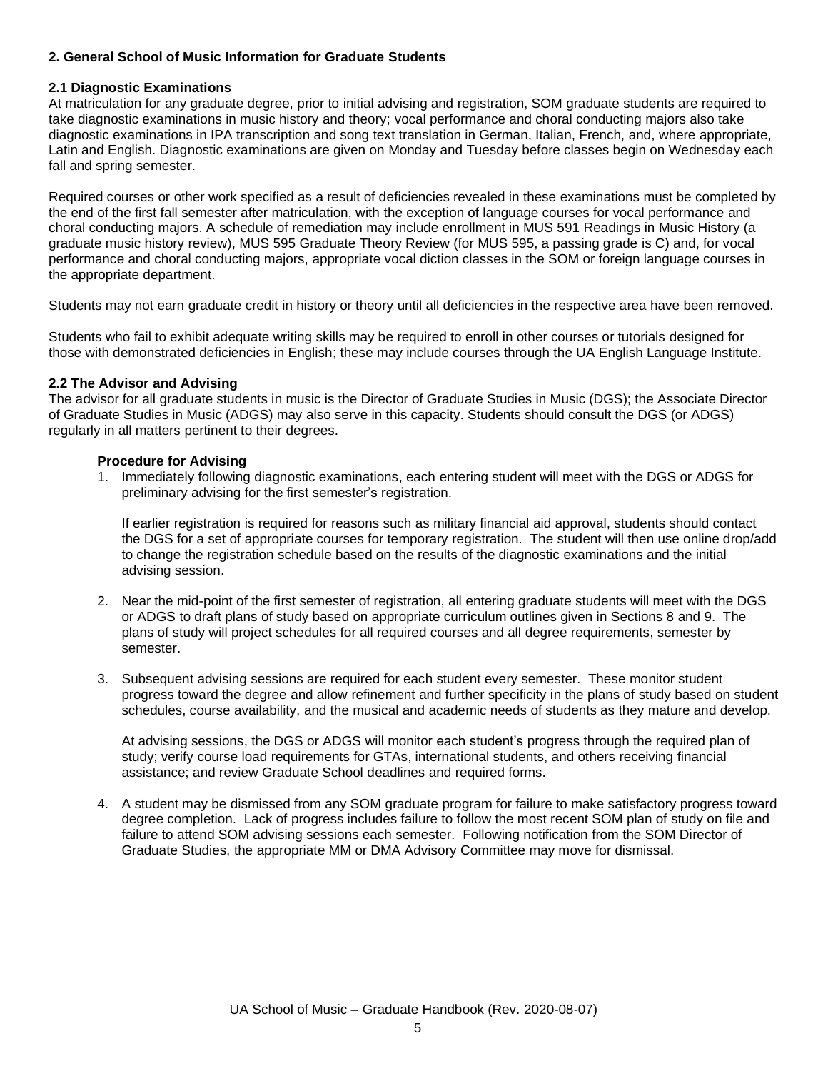## 2. General School of Music Information for Graduate Students

### 2.1 Diagnostic Examinations

At matriculation for any graduate degree, prior to initial advising and registration, SOM graduate students are required to take diagnostic examinations in music history and theory; vocal performance and choral conducting majors also take diagnostic examinations in IPA transcription and song text translation in German, Italian, French, and, where appropriate, Latin and English. Diagnostic examinations are given on Monday and Tuesday before classes begin on Wednesday each fall and spring semester.

Required courses or other work specified as a result of deficiencies revealed in these examinations must be completed by the end of the first fall semester after matriculation, with the exception of language courses for vocal performance and choral conducting majors. A schedule of remediation may include enrollment in MUS 591 Readings in Music History (a graduate music history review), MUS 595 Graduate Theory Review (for MUS 595, a passing grade is C) and, for vocal performance and choral conducting majors, appropriate vocal diction classes in the SOM or foreign language courses in the appropriate department.

Students may not earn graduate credit in history or theory until all deficiencies in the respective area have been removed.

Students who fail to exhibit adequate writing skills may be required to enroll in other courses or tutorials designed for those with demonstrated deficiencies in English; these may include courses through the UA English Language Institute.

### 2.2 The Advisor and Advising

The advisor for all graduate students in music is the Director of Graduate Studies in Music (DGS); the Associate Director of Graduate Studies in Music (ADGS) may also serve in this capacity. Students should consult the DGS (or ADGS) regularly in all matters pertinent to their degrees.

#### Procedure for Advising

1. Immediately following diagnostic examinations, each entering student will meet with the DGS or ADGS for preliminary advising for the first semester's registration.

   If earlier registration is required for reasons such as military financial aid approval, students should contact the DGS for a set of appropriate courses for temporary registration. The student will then use online drop/add to change the registration schedule based on the results of the diagnostic examinations and the initial advising session.

2. Near the mid-point of the first semester of registration, all entering graduate students will meet with the DGS or ADGS to draft plans of study based on appropriate curriculum outlines given in Sections 8 and 9. The plans of study will project schedules for all required courses and all degree requirements, semester by semester.

3. Subsequent advising sessions are required for each student every semester. These monitor student progress toward the degree and allow refinement and further specificity in the plans of study based on student schedules, course availability, and the musical and academic needs of students as they mature and develop.

   At advising sessions, the DGS or ADGS will monitor each student's progress through the required plan of study; verify course load requirements for GTAs, international students, and others receiving financial assistance; and review Graduate School deadlines and required forms.

4. A student may be dismissed from any SOM graduate program for failure to make satisfactory progress toward degree completion. Lack of progress includes failure to follow the most recent SOM plan of study on file and failure to attend SOM advising sessions each semester. Following notification from the SOM Director of Graduate Studies, the appropriate MM or DMA Advisory Committee may move for dismissal.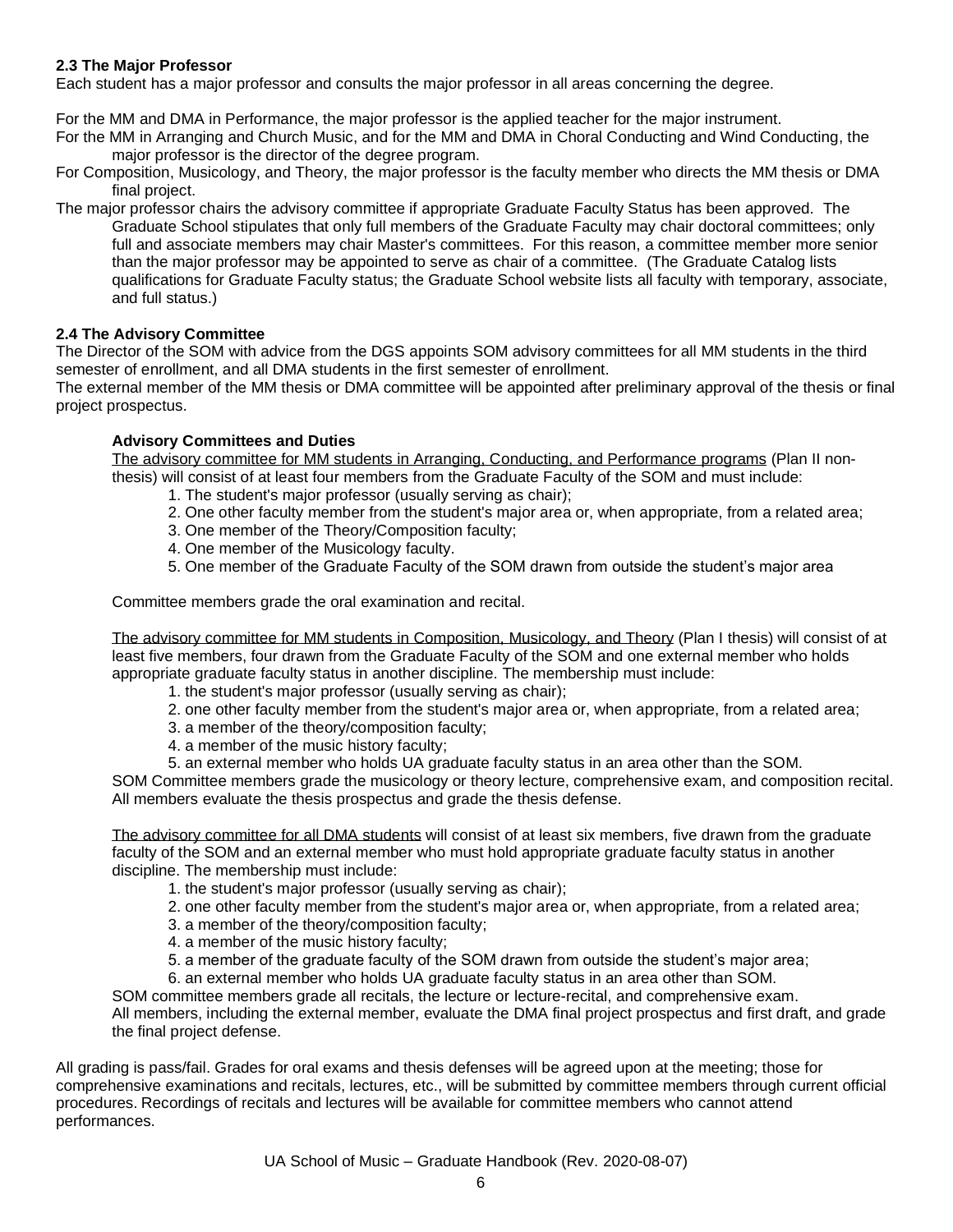### 2.3 The Major Professor

Each student has a major professor and consults the major professor in all areas concerning the degree.

For the MM and DMA in Performance, the major professor is the applied teacher for the major instrument.

For the MM in Arranging and Church Music, and for the MM and DMA in Choral Conducting and Wind Conducting, the major professor is the director of the degree program.

For Composition, Musicology, and Theory, the major professor is the faculty member who directs the MM thesis or DMA final project.

The major professor chairs the advisory committee if appropriate Graduate Faculty Status has been approved. The Graduate School stipulates that only full members of the Graduate Faculty may chair doctoral committees; only full and associate members may chair Master's committees. For this reason, a committee member more senior than the major professor may be appointed to serve as chair of a committee. (The Graduate Catalog lists qualifications for Graduate Faculty status; the Graduate School website lists all faculty with temporary, associate, and full status.)

### 2.4 The Advisory Committee

The Director of the SOM with advice from the DGS appoints SOM advisory committees for all MM students in the third semester of enrollment, and all DMA students in the first semester of enrollment.

The external member of the MM thesis or DMA committee will be appointed after preliminary approval of the thesis or final project prospectus.

#### Advisory Committees and Duties

The advisory committee for MM students in Arranging, Conducting, and Performance programs (Plan II non-thesis) will consist of at least four members from the Graduate Faculty of the SOM and must include:

1. The student's major professor (usually serving as chair);
2. One other faculty member from the student's major area or, when appropriate, from a related area;
3. One member of the Theory/Composition faculty;
4. One member of the Musicology faculty.
5. One member of the Graduate Faculty of the SOM drawn from outside the student's major area

Committee members grade the oral examination and recital.

The advisory committee for MM students in Composition, Musicology, and Theory (Plan I thesis) will consist of at least five members, four drawn from the Graduate Faculty of the SOM and one external member who holds appropriate graduate faculty status in another discipline. The membership must include:

1. the student's major professor (usually serving as chair);
2. one other faculty member from the student's major area or, when appropriate, from a related area;
3. a member of the theory/composition faculty;
4. a member of the music history faculty;
5. an external member who holds UA graduate faculty status in an area other than the SOM.

SOM Committee members grade the musicology or theory lecture, comprehensive exam, and composition recital. All members evaluate the thesis prospectus and grade the thesis defense.

The advisory committee for all DMA students will consist of at least six members, five drawn from the graduate faculty of the SOM and an external member who must hold appropriate graduate faculty status in another discipline. The membership must include:

1. the student's major professor (usually serving as chair);
2. one other faculty member from the student's major area or, when appropriate, from a related area;
3. a member of the theory/composition faculty;
4. a member of the music history faculty;
5. a member of the graduate faculty of the SOM drawn from outside the student's major area;
6. an external member who holds UA graduate faculty status in an area other than SOM.

SOM committee members grade all recitals, the lecture or lecture-recital, and comprehensive exam.
All members, including the external member, evaluate the DMA final project prospectus and first draft, and grade the final project defense.

All grading is pass/fail. Grades for oral exams and thesis defenses will be agreed upon at the meeting; those for comprehensive examinations and recitals, lectures, etc., will be submitted by committee members through current official procedures. Recordings of recitals and lectures will be available for committee members who cannot attend performances.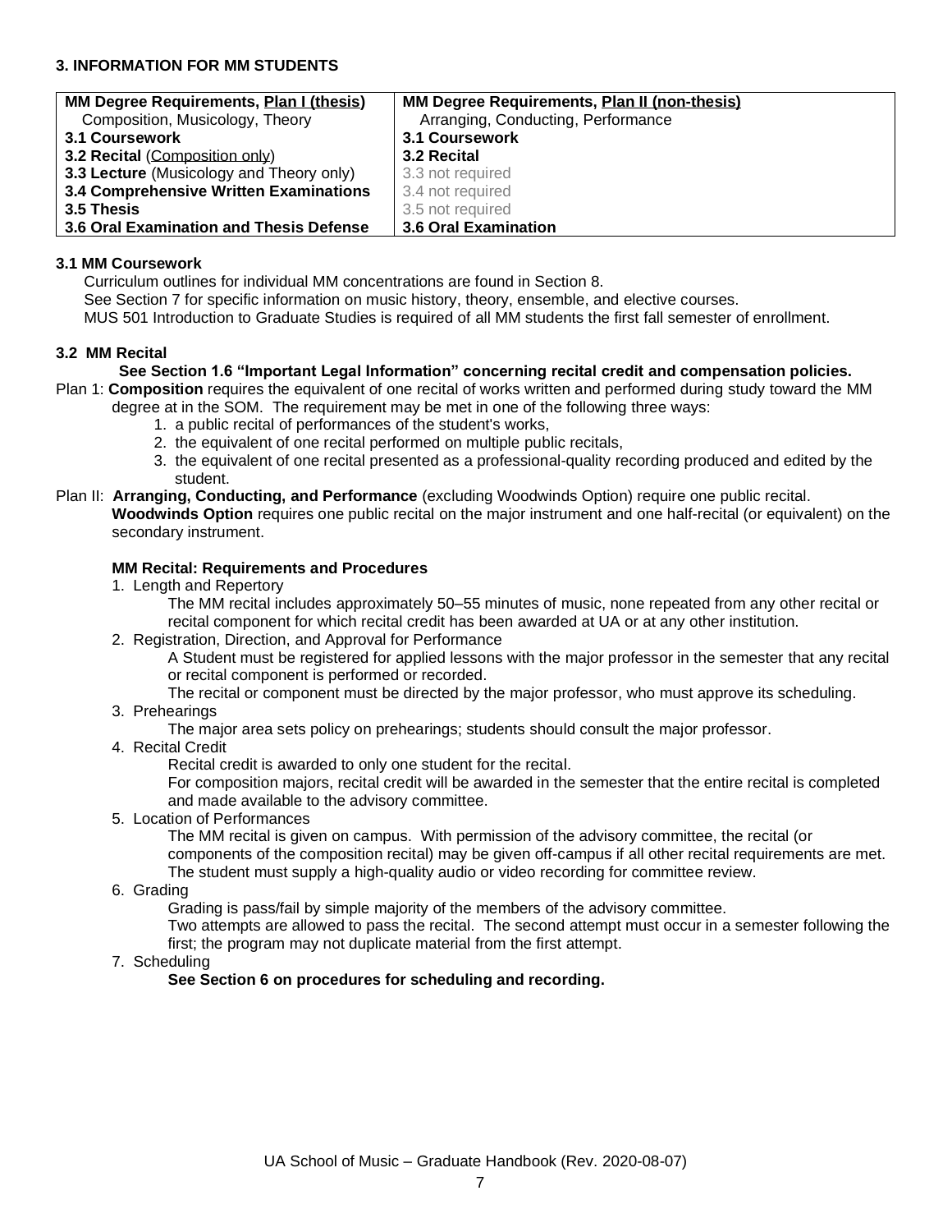## 3. INFORMATION FOR MM STUDENTS

| MM Degree Requirements, Plan I (thesis) | MM Degree Requirements, Plan II (non-thesis) |
|---|---|
| Composition, Musicology, Theory | Arranging, Conducting, Performance |
| **3.1 Coursework** | **3.1 Coursework** |
| **3.2 Recital** (Composition only) | **3.2 Recital** |
| **3.3 Lecture** (Musicology and Theory only) | 3.3 not required |
| **3.4 Comprehensive Written Examinations** | 3.4 not required |
| **3.5 Thesis** | 3.5 not required |
| **3.6 Oral Examination and Thesis Defense** | **3.6 Oral Examination** |

### 3.1 MM Coursework

Curriculum outlines for individual MM concentrations are found in Section 8.
See Section 7 for specific information on music history, theory, ensemble, and elective courses.
MUS 501 Introduction to Graduate Studies is required of all MM students the first fall semester of enrollment.

### 3.2 MM Recital

**See Section 1.6 "Important Legal Information" concerning recital credit and compensation policies.**

Plan 1: **Composition** requires the equivalent of one recital of works written and performed during study toward the MM degree at in the SOM. The requirement may be met in one of the following three ways:

1. a public recital of performances of the student's works,
2. the equivalent of one recital performed on multiple public recitals,
3. the equivalent of one recital presented as a professional-quality recording produced and edited by the student.

Plan II: **Arranging, Conducting, and Performance** (excluding Woodwinds Option) require one public recital. **Woodwinds Option** requires one public recital on the major instrument and one half-recital (or equivalent) on the secondary instrument.

**MM Recital: Requirements and Procedures**

1. Length and Repertory

   The MM recital includes approximately 50–55 minutes of music, none repeated from any other recital or recital component for which recital credit has been awarded at UA or at any other institution.

2. Registration, Direction, and Approval for Performance

   A Student must be registered for applied lessons with the major professor in the semester that any recital or recital component is performed or recorded.

   The recital or component must be directed by the major professor, who must approve its scheduling.

3. Prehearings

   The major area sets policy on prehearings; students should consult the major professor.

4. Recital Credit

   Recital credit is awarded to only one student for the recital.

   For composition majors, recital credit will be awarded in the semester that the entire recital is completed and made available to the advisory committee.

5. Location of Performances

   The MM recital is given on campus. With permission of the advisory committee, the recital (or components of the composition recital) may be given off-campus if all other recital requirements are met. The student must supply a high-quality audio or video recording for committee review.

6. Grading

   Grading is pass/fail by simple majority of the members of the advisory committee.

   Two attempts are allowed to pass the recital. The second attempt must occur in a semester following the first; the program may not duplicate material from the first attempt.

7. Scheduling

   **See Section 6 on procedures for scheduling and recording.**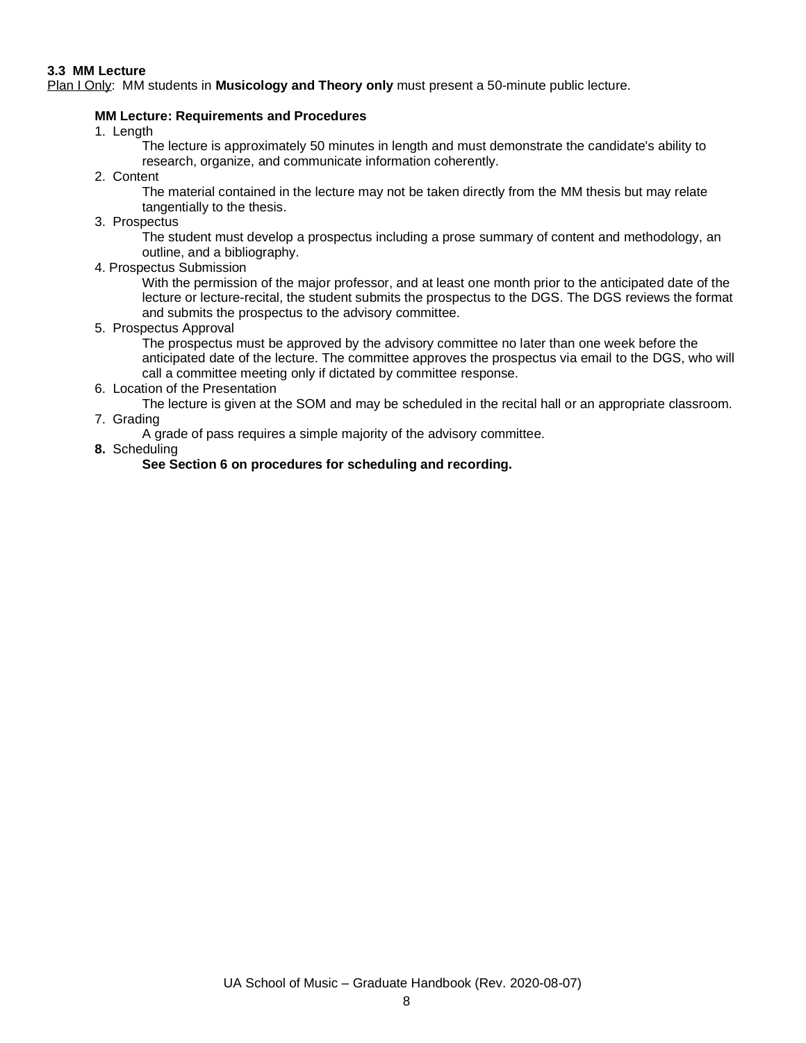### 3.3 MM Lecture

Plan I Only: MM students in **Musicology and Theory only** must present a 50-minute public lecture.

**MM Lecture: Requirements and Procedures**

1. Length

   The lecture is approximately 50 minutes in length and must demonstrate the candidate's ability to research, organize, and communicate information coherently.

2. Content

   The material contained in the lecture may not be taken directly from the MM thesis but may relate tangentially to the thesis.

3. Prospectus

   The student must develop a prospectus including a prose summary of content and methodology, an outline, and a bibliography.

4. Prospectus Submission

   With the permission of the major professor, and at least one month prior to the anticipated date of the lecture or lecture-recital, the student submits the prospectus to the DGS. The DGS reviews the format and submits the prospectus to the advisory committee.

5. Prospectus Approval

   The prospectus must be approved by the advisory committee no later than one week before the anticipated date of the lecture. The committee approves the prospectus via email to the DGS, who will call a committee meeting only if dictated by committee response.

6. Location of the Presentation

   The lecture is given at the SOM and may be scheduled in the recital hall or an appropriate classroom.

7. Grading

   A grade of pass requires a simple majority of the advisory committee.

8. Scheduling

   **See Section 6 on procedures for scheduling and recording.**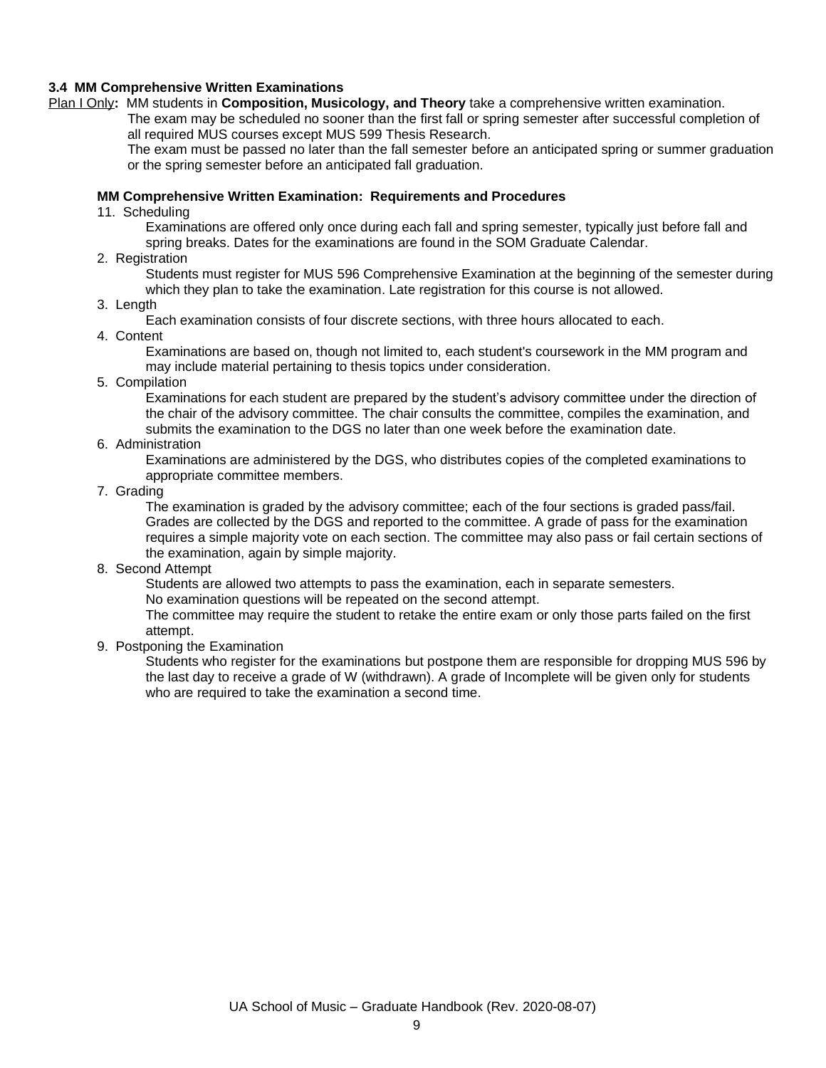### 3.4 MM Comprehensive Written Examinations

Plan I Only**:** MM students in **Composition, Musicology, and Theory** take a comprehensive written examination.
The exam may be scheduled no sooner than the first fall or spring semester after successful completion of all required MUS courses except MUS 599 Thesis Research.
The exam must be passed no later than the fall semester before an anticipated spring or summer graduation or the spring semester before an anticipated fall graduation.

**MM Comprehensive Written Examination: Requirements and Procedures**

11. Scheduling
    Examinations are offered only once during each fall and spring semester, typically just before fall and spring breaks. Dates for the examinations are found in the SOM Graduate Calendar.
2. Registration
    Students must register for MUS 596 Comprehensive Examination at the beginning of the semester during which they plan to take the examination. Late registration for this course is not allowed.
3. Length
    Each examination consists of four discrete sections, with three hours allocated to each.
4. Content
    Examinations are based on, though not limited to, each student's coursework in the MM program and may include material pertaining to thesis topics under consideration.
5. Compilation
    Examinations for each student are prepared by the student's advisory committee under the direction of the chair of the advisory committee. The chair consults the committee, compiles the examination, and submits the examination to the DGS no later than one week before the examination date.
6. Administration
    Examinations are administered by the DGS, who distributes copies of the completed examinations to appropriate committee members.
7. Grading
    The examination is graded by the advisory committee; each of the four sections is graded pass/fail. Grades are collected by the DGS and reported to the committee. A grade of pass for the examination requires a simple majority vote on each section. The committee may also pass or fail certain sections of the examination, again by simple majority.
8. Second Attempt
    Students are allowed two attempts to pass the examination, each in separate semesters.
    No examination questions will be repeated on the second attempt.
    The committee may require the student to retake the entire exam or only those parts failed on the first attempt.
9. Postponing the Examination
    Students who register for the examinations but postpone them are responsible for dropping MUS 596 by the last day to receive a grade of W (withdrawn). A grade of Incomplete will be given only for students who are required to take the examination a second time.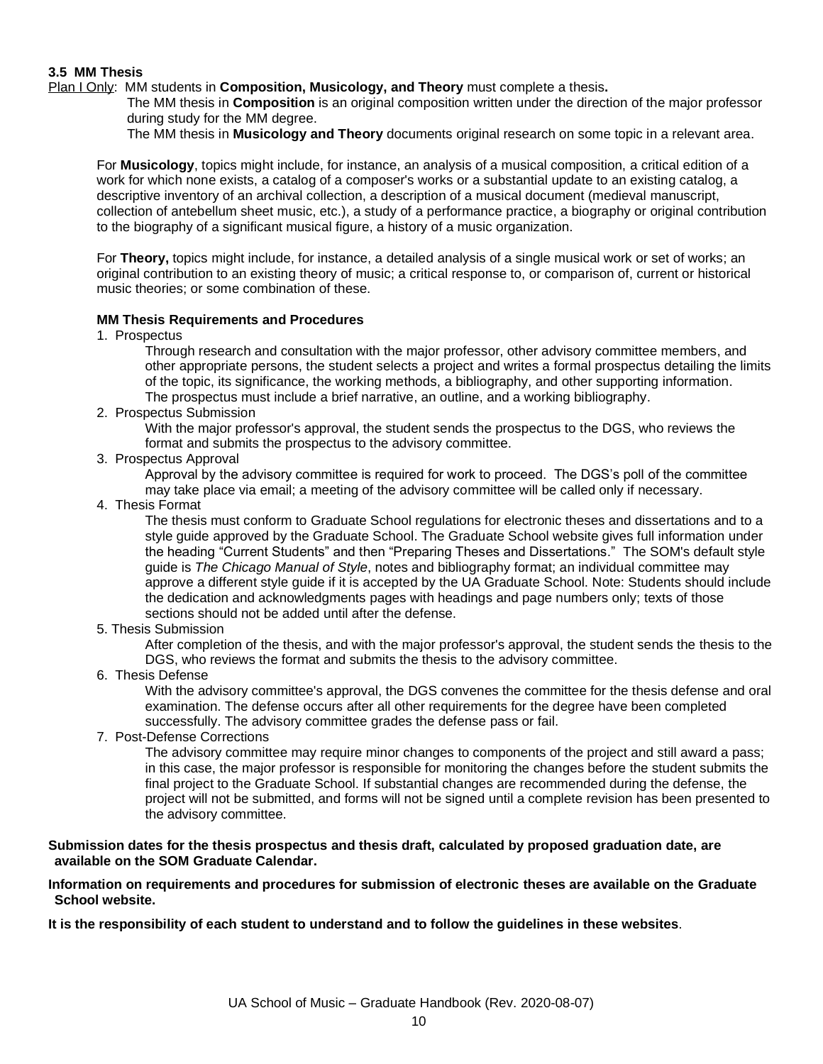### 3.5 MM Thesis

Plan I Only: MM students in **Composition, Musicology, and Theory** must complete a thesis**.**

The MM thesis in **Composition** is an original composition written under the direction of the major professor during study for the MM degree.

The MM thesis in **Musicology and Theory** documents original research on some topic in a relevant area.

For **Musicology**, topics might include, for instance, an analysis of a musical composition, a critical edition of a work for which none exists, a catalog of a composer's works or a substantial update to an existing catalog, a descriptive inventory of an archival collection, a description of a musical document (medieval manuscript, collection of antebellum sheet music, etc.), a study of a performance practice, a biography or original contribution to the biography of a significant musical figure, a history of a music organization.

For **Theory,** topics might include, for instance, a detailed analysis of a single musical work or set of works; an original contribution to an existing theory of music; a critical response to, or comparison of, current or historical music theories; or some combination of these.

**MM Thesis Requirements and Procedures**

1. Prospectus

   Through research and consultation with the major professor, other advisory committee members, and other appropriate persons, the student selects a project and writes a formal prospectus detailing the limits of the topic, its significance, the working methods, a bibliography, and other supporting information. The prospectus must include a brief narrative, an outline, and a working bibliography.

2. Prospectus Submission

   With the major professor's approval, the student sends the prospectus to the DGS, who reviews the format and submits the prospectus to the advisory committee.

3. Prospectus Approval

   Approval by the advisory committee is required for work to proceed. The DGS's poll of the committee may take place via email; a meeting of the advisory committee will be called only if necessary.

4. Thesis Format

   The thesis must conform to Graduate School regulations for electronic theses and dissertations and to a style guide approved by the Graduate School. The Graduate School website gives full information under the heading "Current Students" and then "Preparing Theses and Dissertations." The SOM's default style guide is *The Chicago Manual of Style*, notes and bibliography format; an individual committee may approve a different style guide if it is accepted by the UA Graduate School. Note: Students should include the dedication and acknowledgments pages with headings and page numbers only; texts of those sections should not be added until after the defense.

5. Thesis Submission

   After completion of the thesis, and with the major professor's approval, the student sends the thesis to the DGS, who reviews the format and submits the thesis to the advisory committee.

6. Thesis Defense

   With the advisory committee's approval, the DGS convenes the committee for the thesis defense and oral examination. The defense occurs after all other requirements for the degree have been completed successfully. The advisory committee grades the defense pass or fail.

7. Post-Defense Corrections

   The advisory committee may require minor changes to components of the project and still award a pass; in this case, the major professor is responsible for monitoring the changes before the student submits the final project to the Graduate School. If substantial changes are recommended during the defense, the project will not be submitted, and forms will not be signed until a complete revision has been presented to the advisory committee.

**Submission dates for the thesis prospectus and thesis draft, calculated by proposed graduation date, are available on the SOM Graduate Calendar.**

**Information on requirements and procedures for submission of electronic theses are available on the Graduate School website.**

**It is the responsibility of each student to understand and to follow the guidelines in these websites**.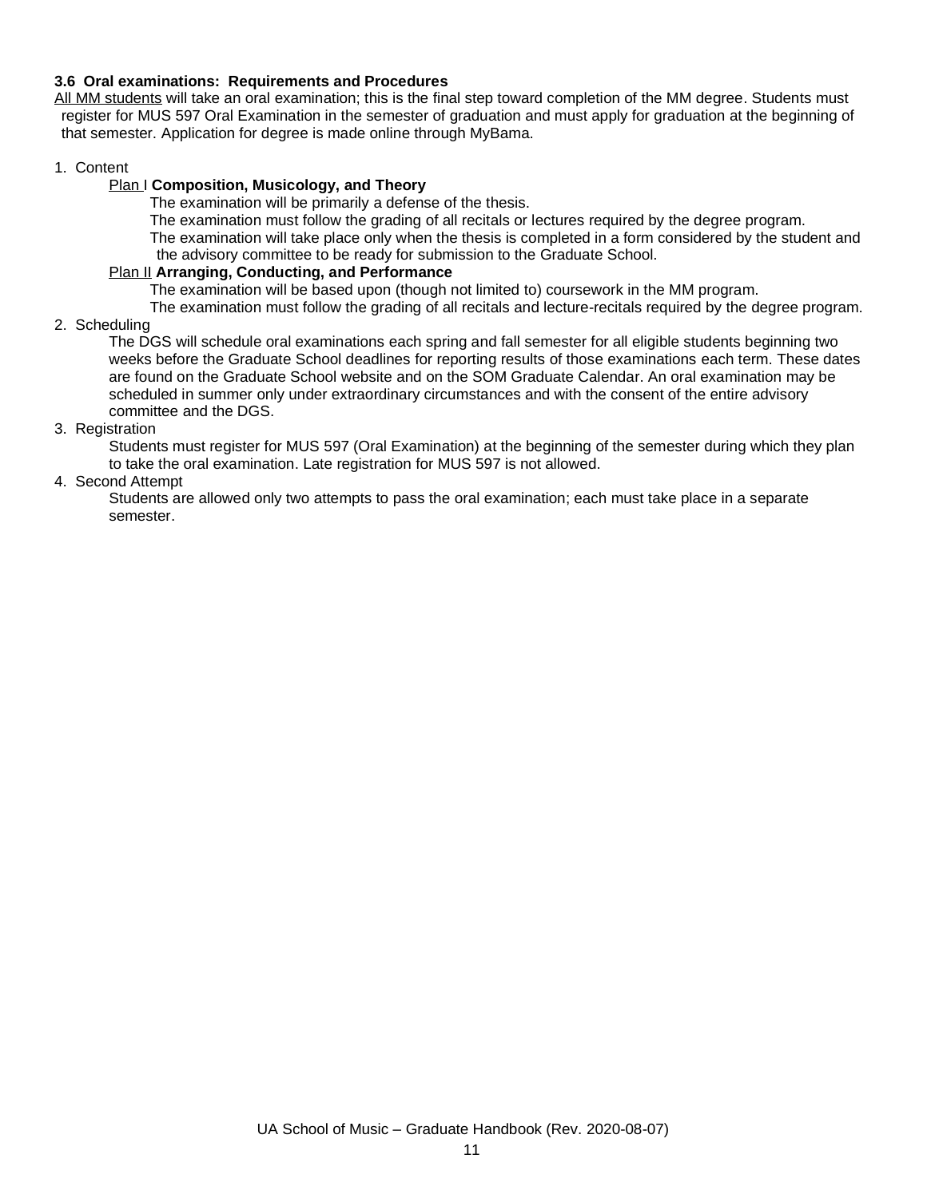### 3.6 Oral examinations: Requirements and Procedures

All MM students will take an oral examination; this is the final step toward completion of the MM degree. Students must register for MUS 597 Oral Examination in the semester of graduation and must apply for graduation at the beginning of that semester. Application for degree is made online through MyBama.

1. Content

   Plan I **Composition, Musicology, and Theory**

   The examination will be primarily a defense of the thesis.
   The examination must follow the grading of all recitals or lectures required by the degree program.
   The examination will take place only when the thesis is completed in a form considered by the student and the advisory committee to be ready for submission to the Graduate School.

   Plan II **Arranging, Conducting, and Performance**

   The examination will be based upon (though not limited to) coursework in the MM program.
   The examination must follow the grading of all recitals and lecture-recitals required by the degree program.

2. Scheduling

   The DGS will schedule oral examinations each spring and fall semester for all eligible students beginning two weeks before the Graduate School deadlines for reporting results of those examinations each term. These dates are found on the Graduate School website and on the SOM Graduate Calendar. An oral examination may be scheduled in summer only under extraordinary circumstances and with the consent of the entire advisory committee and the DGS.

3. Registration

   Students must register for MUS 597 (Oral Examination) at the beginning of the semester during which they plan to take the oral examination. Late registration for MUS 597 is not allowed.

4. Second Attempt

   Students are allowed only two attempts to pass the oral examination; each must take place in a separate semester.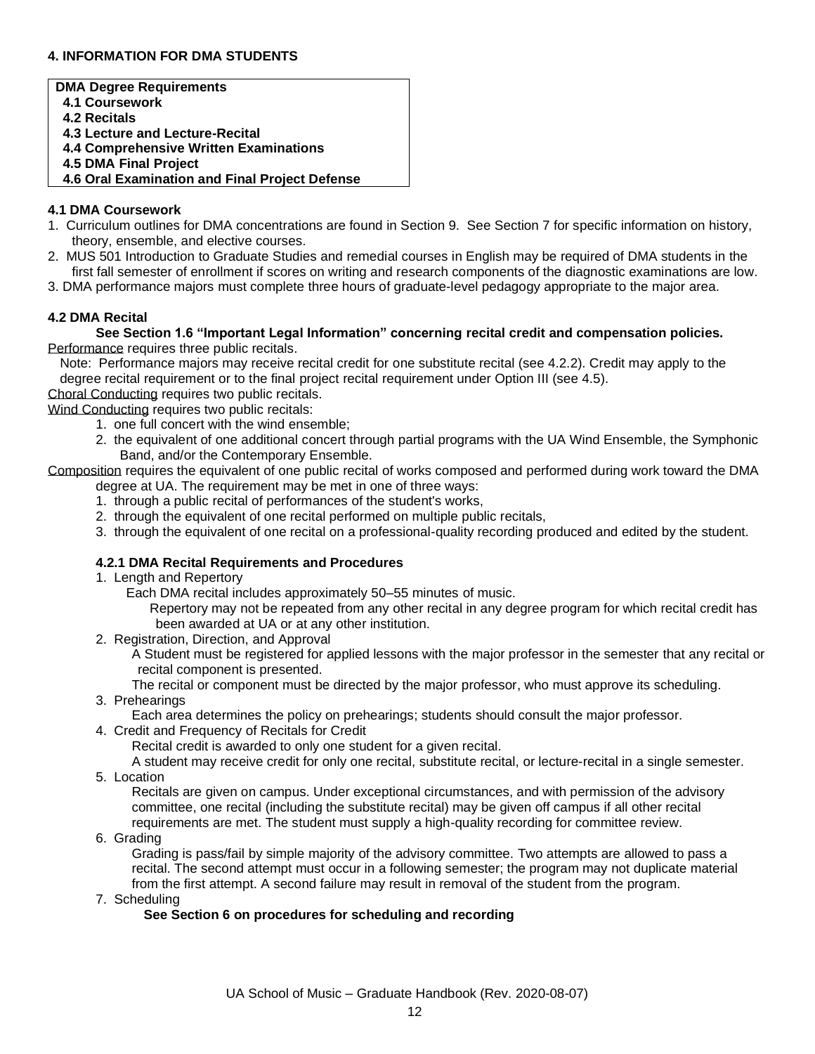## 4. INFORMATION FOR DMA STUDENTS

**DMA Degree Requirements**
- **4.1 Coursework**
- **4.2 Recitals**
- **4.3 Lecture and Lecture-Recital**
- **4.4 Comprehensive Written Examinations**
- **4.5 DMA Final Project**
- **4.6 Oral Examination and Final Project Defense**

### 4.1 DMA Coursework

1. Curriculum outlines for DMA concentrations are found in Section 9. See Section 7 for specific information on history, theory, ensemble, and elective courses.
2. MUS 501 Introduction to Graduate Studies and remedial courses in English may be required of DMA students in the first fall semester of enrollment if scores on writing and research components of the diagnostic examinations are low.
3. DMA performance majors must complete three hours of graduate-level pedagogy appropriate to the major area.

### 4.2 DMA Recital

**See Section 1.6 "Important Legal Information" concerning recital credit and compensation policies.**

<u>Performance</u> requires three public recitals.

Note: Performance majors may receive recital credit for one substitute recital (see 4.2.2). Credit may apply to the degree recital requirement or to the final project recital requirement under Option III (see 4.5).

<u>Choral Conducting</u> requires two public recitals.

<u>Wind Conducting</u> requires two public recitals:

1. one full concert with the wind ensemble;
2. the equivalent of one additional concert through partial programs with the UA Wind Ensemble, the Symphonic Band, and/or the Contemporary Ensemble.

<u>Composition</u> requires the equivalent of one public recital of works composed and performed during work toward the DMA degree at UA. The requirement may be met in one of three ways:

1. through a public recital of performances of the student's works,
2. through the equivalent of one recital performed on multiple public recitals,
3. through the equivalent of one recital on a professional-quality recording produced and edited by the student.

#### 4.2.1 DMA Recital Requirements and Procedures

1. Length and Repertory

   Each DMA recital includes approximately 50–55 minutes of music.

   Repertory may not be repeated from any other recital in any degree program for which recital credit has been awarded at UA or at any other institution.

2. Registration, Direction, and Approval

   A Student must be registered for applied lessons with the major professor in the semester that any recital or recital component is presented.

   The recital or component must be directed by the major professor, who must approve its scheduling.

3. Prehearings

   Each area determines the policy on prehearings; students should consult the major professor.

4. Credit and Frequency of Recitals for Credit

   Recital credit is awarded to only one student for a given recital.

   A student may receive credit for only one recital, substitute recital, or lecture-recital in a single semester.

5. Location

   Recitals are given on campus. Under exceptional circumstances, and with permission of the advisory committee, one recital (including the substitute recital) may be given off campus if all other recital requirements are met. The student must supply a high-quality recording for committee review.

6. Grading

   Grading is pass/fail by simple majority of the advisory committee. Two attempts are allowed to pass a recital. The second attempt must occur in a following semester; the program may not duplicate material from the first attempt. A second failure may result in removal of the student from the program.

7. Scheduling

   **See Section 6 on procedures for scheduling and recording**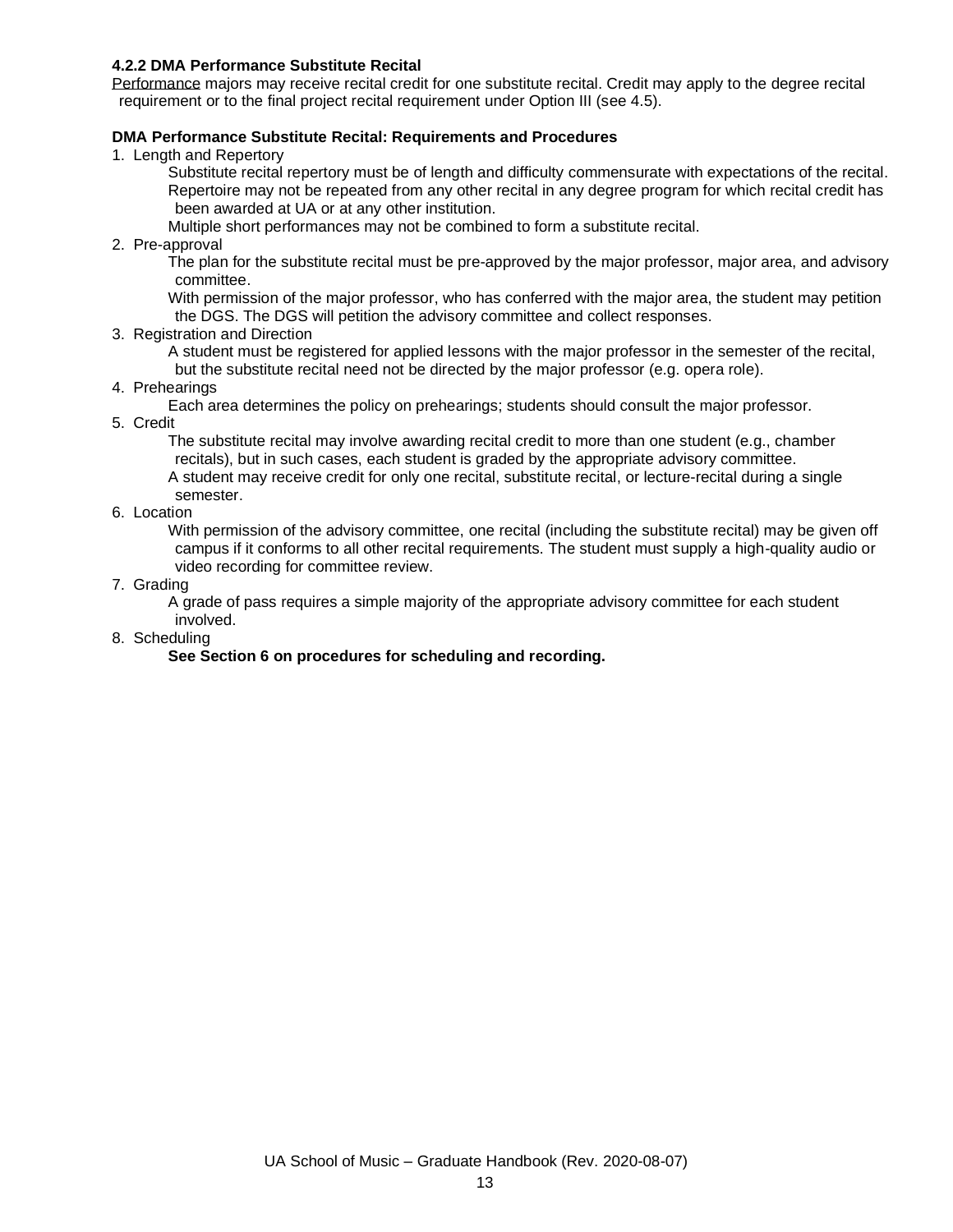#### 4.2.2 DMA Performance Substitute Recital

Performance majors may receive recital credit for one substitute recital. Credit may apply to the degree recital requirement or to the final project recital requirement under Option III (see 4.5).

**DMA Performance Substitute Recital: Requirements and Procedures**

1. Length and Repertory

   Substitute recital repertory must be of length and difficulty commensurate with expectations of the recital.

   Repertoire may not be repeated from any other recital in any degree program for which recital credit has been awarded at UA or at any other institution.

   Multiple short performances may not be combined to form a substitute recital.

2. Pre-approval

   The plan for the substitute recital must be pre-approved by the major professor, major area, and advisory committee.

   With permission of the major professor, who has conferred with the major area, the student may petition the DGS. The DGS will petition the advisory committee and collect responses.

3. Registration and Direction

   A student must be registered for applied lessons with the major professor in the semester of the recital, but the substitute recital need not be directed by the major professor (e.g. opera role).

4. Prehearings

   Each area determines the policy on prehearings; students should consult the major professor.

5. Credit

   The substitute recital may involve awarding recital credit to more than one student (e.g., chamber recitals), but in such cases, each student is graded by the appropriate advisory committee.

   A student may receive credit for only one recital, substitute recital, or lecture-recital during a single semester.

6. Location

   With permission of the advisory committee, one recital (including the substitute recital) may be given off campus if it conforms to all other recital requirements. The student must supply a high-quality audio or video recording for committee review.

7. Grading

   A grade of pass requires a simple majority of the appropriate advisory committee for each student involved.

8. Scheduling

   **See Section 6 on procedures for scheduling and recording.**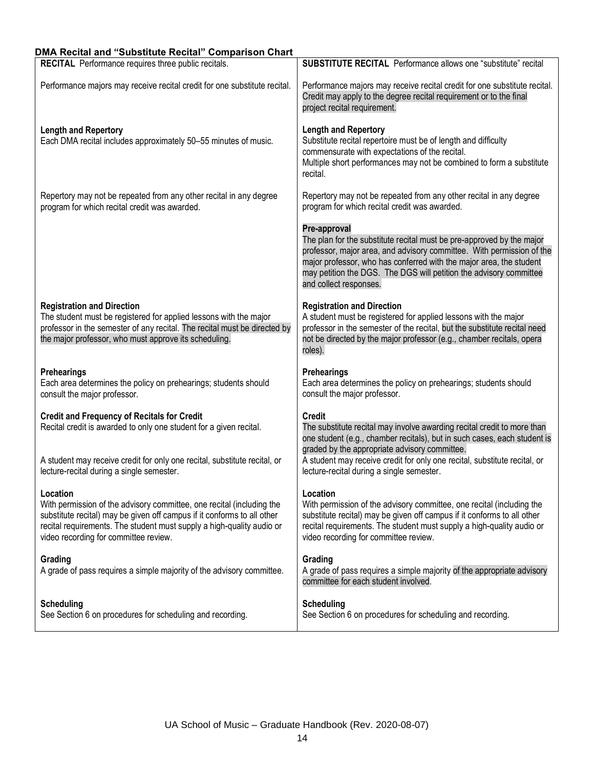**DMA Recital and "Substitute Recital" Comparison Chart**

| **RECITAL** Performance requires three public recitals. | **SUBSTITUTE RECITAL** Performance allows one "substitute" recital |
|---|---|
| Performance majors may receive recital credit for one substitute recital. | Performance majors may receive recital credit for one substitute recital. Credit may apply to the degree recital requirement or to the final project recital requirement. |
| **Length and Repertory**<br>Each DMA recital includes approximately 50–55 minutes of music. | **Length and Repertory**<br>Substitute recital repertoire must be of length and difficulty commensurate with expectations of the recital.<br>Multiple short performances may not be combined to form a substitute recital. |
| Repertory may not be repeated from any other recital in any degree program for which recital credit was awarded. | Repertory may not be repeated from any other recital in any degree program for which recital credit was awarded. |
| | **Pre-approval**<br>The plan for the substitute recital must be pre-approved by the major professor, major area, and advisory committee. With permission of the major professor, who has conferred with the major area, the student may petition the DGS. The DGS will petition the advisory committee and collect responses. |
| **Registration and Direction**<br>The student must be registered for applied lessons with the major professor in the semester of any recital. The recital must be directed by the major professor, who must approve its scheduling. | **Registration and Direction**<br>A student must be registered for applied lessons with the major professor in the semester of the recital, but the substitute recital need not be directed by the major professor (e.g., chamber recitals, opera roles). |
| **Prehearings**<br>Each area determines the policy on prehearings; students should consult the major professor. | **Prehearings**<br>Each area determines the policy on prehearings; students should consult the major professor. |
| **Credit and Frequency of Recitals for Credit**<br>Recital credit is awarded to only one student for a given recital.<br><br>A student may receive credit for only one recital, substitute recital, or lecture-recital during a single semester. | **Credit**<br>The substitute recital may involve awarding recital credit to more than one student (e.g., chamber recitals), but in such cases, each student is graded by the appropriate advisory committee.<br>A student may receive credit for only one recital, substitute recital, or lecture-recital during a single semester. |
| **Location**<br>With permission of the advisory committee, one recital (including the substitute recital) may be given off campus if it conforms to all other recital requirements. The student must supply a high-quality audio or video recording for committee review. | **Location**<br>With permission of the advisory committee, one recital (including the substitute recital) may be given off campus if it conforms to all other recital requirements. The student must supply a high-quality audio or video recording for committee review. |
| **Grading**<br>A grade of pass requires a simple majority of the advisory committee. | **Grading**<br>A grade of pass requires a simple majority of the appropriate advisory committee for each student involved. |
| **Scheduling**<br>See Section 6 on procedures for scheduling and recording. | **Scheduling**<br>See Section 6 on procedures for scheduling and recording. |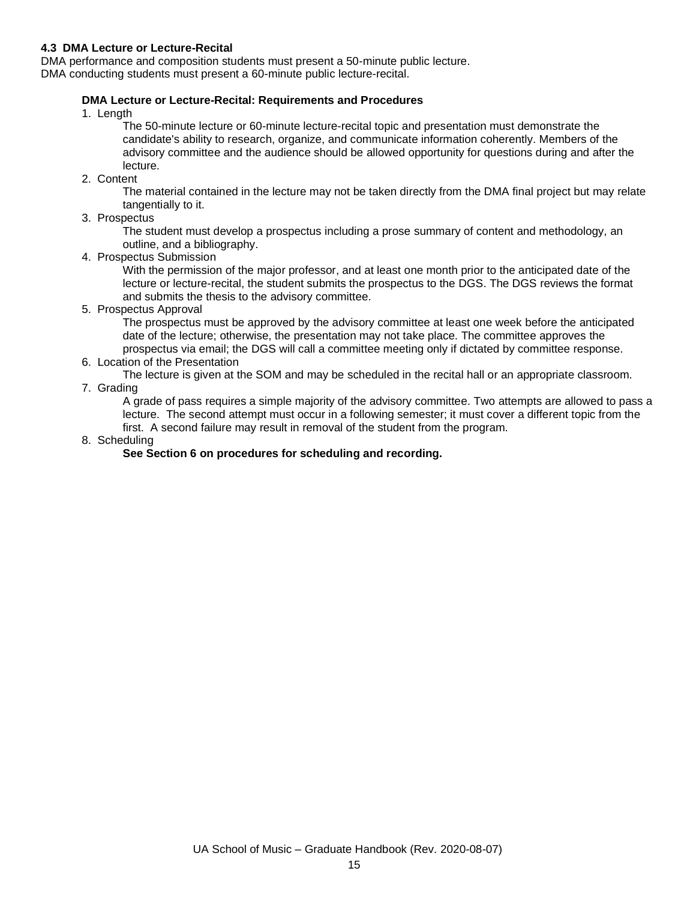### 4.3 DMA Lecture or Lecture-Recital

DMA performance and composition students must present a 50-minute public lecture.
DMA conducting students must present a 60-minute public lecture-recital.

**DMA Lecture or Lecture-Recital: Requirements and Procedures**

1. Length

   The 50-minute lecture or 60-minute lecture-recital topic and presentation must demonstrate the candidate's ability to research, organize, and communicate information coherently. Members of the advisory committee and the audience should be allowed opportunity for questions during and after the lecture.

2. Content

   The material contained in the lecture may not be taken directly from the DMA final project but may relate tangentially to it.

3. Prospectus

   The student must develop a prospectus including a prose summary of content and methodology, an outline, and a bibliography.

4. Prospectus Submission

   With the permission of the major professor, and at least one month prior to the anticipated date of the lecture or lecture-recital, the student submits the prospectus to the DGS. The DGS reviews the format and submits the thesis to the advisory committee.

5. Prospectus Approval

   The prospectus must be approved by the advisory committee at least one week before the anticipated date of the lecture; otherwise, the presentation may not take place. The committee approves the prospectus via email; the DGS will call a committee meeting only if dictated by committee response.

6. Location of the Presentation

   The lecture is given at the SOM and may be scheduled in the recital hall or an appropriate classroom.

7. Grading

   A grade of pass requires a simple majority of the advisory committee. Two attempts are allowed to pass a lecture. The second attempt must occur in a following semester; it must cover a different topic from the first. A second failure may result in removal of the student from the program.

8. Scheduling

   **See Section 6 on procedures for scheduling and recording.**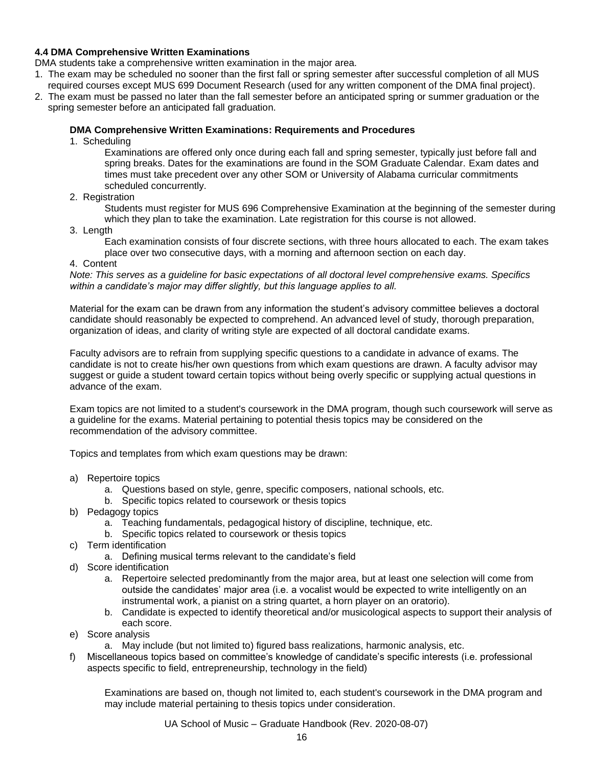**4.4 DMA Comprehensive Written Examinations**

DMA students take a comprehensive written examination in the major area.

1. The exam may be scheduled no sooner than the first fall or spring semester after successful completion of all MUS required courses except MUS 699 Document Research (used for any written component of the DMA final project).
2. The exam must be passed no later than the fall semester before an anticipated spring or summer graduation or the spring semester before an anticipated fall graduation.

**DMA Comprehensive Written Examinations: Requirements and Procedures**

1. Scheduling

   Examinations are offered only once during each fall and spring semester, typically just before fall and spring breaks. Dates for the examinations are found in the SOM Graduate Calendar. Exam dates and times must take precedent over any other SOM or University of Alabama curricular commitments scheduled concurrently.

2. Registration

   Students must register for MUS 696 Comprehensive Examination at the beginning of the semester during which they plan to take the examination. Late registration for this course is not allowed.

3. Length

   Each examination consists of four discrete sections, with three hours allocated to each. The exam takes place over two consecutive days, with a morning and afternoon section on each day.

4. Content

*Note: This serves as a guideline for basic expectations of all doctoral level comprehensive exams. Specifics within a candidate's major may differ slightly, but this language applies to all.*

Material for the exam can be drawn from any information the student's advisory committee believes a doctoral candidate should reasonably be expected to comprehend. An advanced level of study, thorough preparation, organization of ideas, and clarity of writing style are expected of all doctoral candidate exams.

Faculty advisors are to refrain from supplying specific questions to a candidate in advance of exams. The candidate is not to create his/her own questions from which exam questions are drawn. A faculty advisor may suggest or guide a student toward certain topics without being overly specific or supplying actual questions in advance of the exam.

Exam topics are not limited to a student's coursework in the DMA program, though such coursework will serve as a guideline for the exams. Material pertaining to potential thesis topics may be considered on the recommendation of the advisory committee.

Topics and templates from which exam questions may be drawn:

a) Repertoire topics
   a. Questions based on style, genre, specific composers, national schools, etc.
   b. Specific topics related to coursework or thesis topics
b) Pedagogy topics
   a. Teaching fundamentals, pedagogical history of discipline, technique, etc.
   b. Specific topics related to coursework or thesis topics
c) Term identification
   a. Defining musical terms relevant to the candidate's field
d) Score identification
   a. Repertoire selected predominantly from the major area, but at least one selection will come from outside the candidates' major area (i.e. a vocalist would be expected to write intelligently on an instrumental work, a pianist on a string quartet, a horn player on an oratorio).
   b. Candidate is expected to identify theoretical and/or musicological aspects to support their analysis of each score.
e) Score analysis
   a. May include (but not limited to) figured bass realizations, harmonic analysis, etc.
f) Miscellaneous topics based on committee's knowledge of candidate's specific interests (i.e. professional aspects specific to field, entrepreneurship, technology in the field)

Examinations are based on, though not limited to, each student's coursework in the DMA program and may include material pertaining to thesis topics under consideration.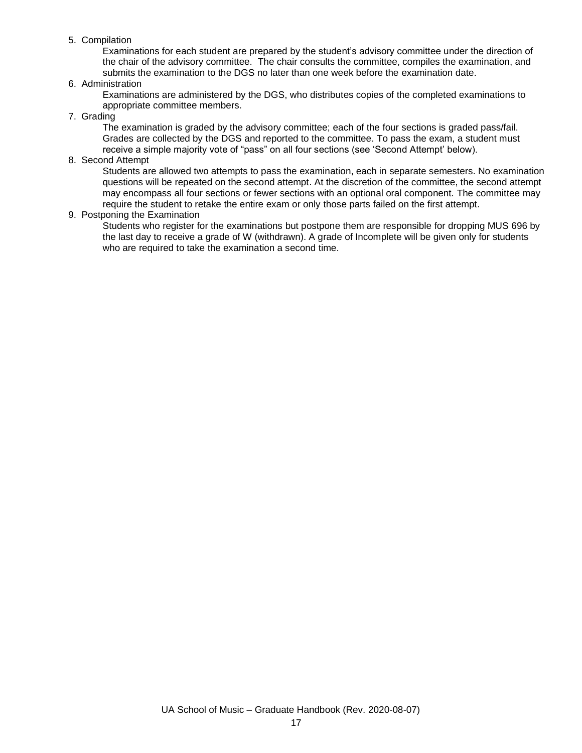5. Compilation

    Examinations for each student are prepared by the student's advisory committee under the direction of the chair of the advisory committee. The chair consults the committee, compiles the examination, and submits the examination to the DGS no later than one week before the examination date.

6. Administration

    Examinations are administered by the DGS, who distributes copies of the completed examinations to appropriate committee members.

7. Grading

    The examination is graded by the advisory committee; each of the four sections is graded pass/fail. Grades are collected by the DGS and reported to the committee. To pass the exam, a student must receive a simple majority vote of "pass" on all four sections (see 'Second Attempt' below).

8. Second Attempt

    Students are allowed two attempts to pass the examination, each in separate semesters. No examination questions will be repeated on the second attempt. At the discretion of the committee, the second attempt may encompass all four sections or fewer sections with an optional oral component. The committee may require the student to retake the entire exam or only those parts failed on the first attempt.

9. Postponing the Examination

    Students who register for the examinations but postpone them are responsible for dropping MUS 696 by the last day to receive a grade of W (withdrawn). A grade of Incomplete will be given only for students who are required to take the examination a second time.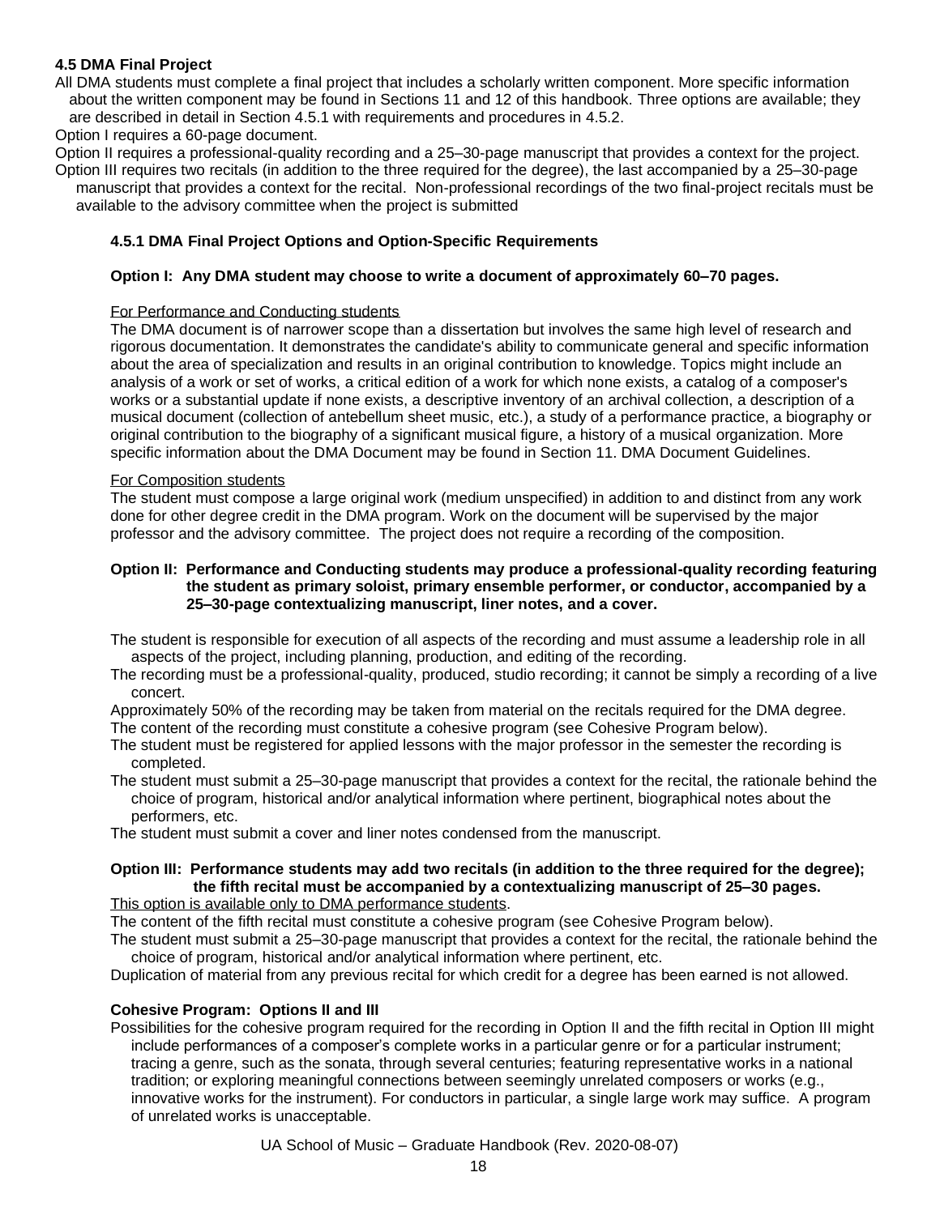### 4.5 DMA Final Project

All DMA students must complete a final project that includes a scholarly written component. More specific information about the written component may be found in Sections 11 and 12 of this handbook. Three options are available; they are described in detail in Section 4.5.1 with requirements and procedures in 4.5.2.

Option I requires a 60-page document.

Option II requires a professional-quality recording and a 25–30-page manuscript that provides a context for the project.

Option III requires two recitals (in addition to the three required for the degree), the last accompanied by a 25–30-page manuscript that provides a context for the recital. Non-professional recordings of the two final-project recitals must be available to the advisory committee when the project is submitted

#### 4.5.1 DMA Final Project Options and Option-Specific Requirements

**Option I: Any DMA student may choose to write a document of approximately 60–70 pages.**

For Performance and Conducting students

The DMA document is of narrower scope than a dissertation but involves the same high level of research and rigorous documentation. It demonstrates the candidate's ability to communicate general and specific information about the area of specialization and results in an original contribution to knowledge. Topics might include an analysis of a work or set of works, a critical edition of a work for which none exists, a catalog of a composer's works or a substantial update if none exists, a descriptive inventory of an archival collection, a description of a musical document (collection of antebellum sheet music, etc.), a study of a performance practice, a biography or original contribution to the biography of a significant musical figure, a history of a musical organization. More specific information about the DMA Document may be found in Section 11. DMA Document Guidelines.

For Composition students

The student must compose a large original work (medium unspecified) in addition to and distinct from any work done for other degree credit in the DMA program. Work on the document will be supervised by the major professor and the advisory committee. The project does not require a recording of the composition.

**Option II: Performance and Conducting students may produce a professional-quality recording featuring the student as primary soloist, primary ensemble performer, or conductor, accompanied by a 25–30-page contextualizing manuscript, liner notes, and a cover.**

The student is responsible for execution of all aspects of the recording and must assume a leadership role in all aspects of the project, including planning, production, and editing of the recording.

The recording must be a professional-quality, produced, studio recording; it cannot be simply a recording of a live concert.

Approximately 50% of the recording may be taken from material on the recitals required for the DMA degree.

The content of the recording must constitute a cohesive program (see Cohesive Program below).

The student must be registered for applied lessons with the major professor in the semester the recording is completed.

The student must submit a 25–30-page manuscript that provides a context for the recital, the rationale behind the choice of program, historical and/or analytical information where pertinent, biographical notes about the performers, etc.

The student must submit a cover and liner notes condensed from the manuscript.

**Option III: Performance students may add two recitals (in addition to the three required for the degree); the fifth recital must be accompanied by a contextualizing manuscript of 25–30 pages.**

This option is available only to DMA performance students.

The content of the fifth recital must constitute a cohesive program (see Cohesive Program below).

The student must submit a 25–30-page manuscript that provides a context for the recital, the rationale behind the choice of program, historical and/or analytical information where pertinent, etc.

Duplication of material from any previous recital for which credit for a degree has been earned is not allowed.

**Cohesive Program: Options II and III**

Possibilities for the cohesive program required for the recording in Option II and the fifth recital in Option III might include performances of a composer's complete works in a particular genre or for a particular instrument; tracing a genre, such as the sonata, through several centuries; featuring representative works in a national tradition; or exploring meaningful connections between seemingly unrelated composers or works (e.g., innovative works for the instrument). For conductors in particular, a single large work may suffice. A program of unrelated works is unacceptable.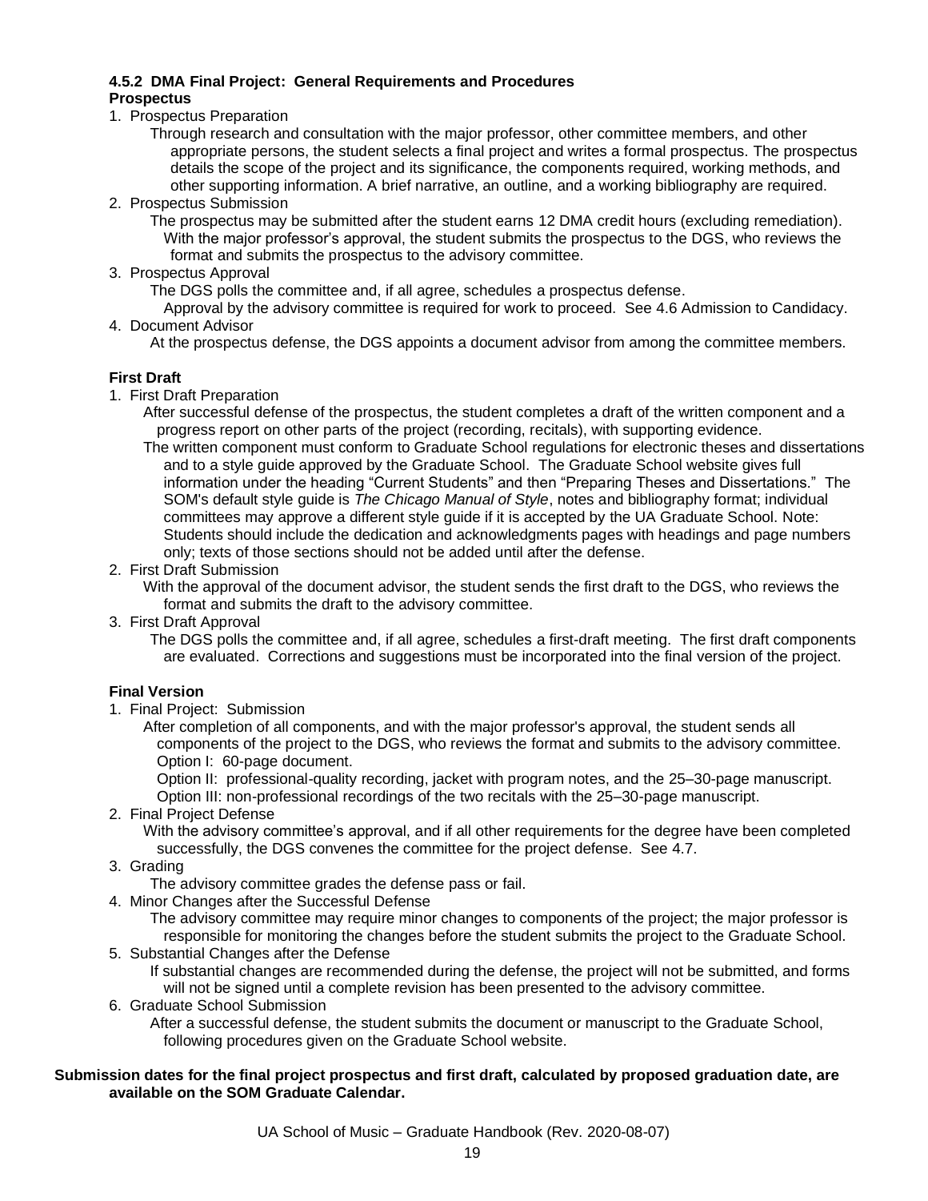### 4.5.2 DMA Final Project: General Requirements and Procedures

**Prospectus**

1. Prospectus Preparation

   Through research and consultation with the major professor, other committee members, and other appropriate persons, the student selects a final project and writes a formal prospectus. The prospectus details the scope of the project and its significance, the components required, working methods, and other supporting information. A brief narrative, an outline, and a working bibliography are required.

2. Prospectus Submission

   The prospectus may be submitted after the student earns 12 DMA credit hours (excluding remediation). With the major professor's approval, the student submits the prospectus to the DGS, who reviews the format and submits the prospectus to the advisory committee.

3. Prospectus Approval

   The DGS polls the committee and, if all agree, schedules a prospectus defense.

   Approval by the advisory committee is required for work to proceed. See 4.6 Admission to Candidacy.

4. Document Advisor

   At the prospectus defense, the DGS appoints a document advisor from among the committee members.

**First Draft**

1. First Draft Preparation

   After successful defense of the prospectus, the student completes a draft of the written component and a progress report on other parts of the project (recording, recitals), with supporting evidence.

   The written component must conform to Graduate School regulations for electronic theses and dissertations and to a style guide approved by the Graduate School. The Graduate School website gives full information under the heading "Current Students" and then "Preparing Theses and Dissertations." The SOM's default style guide is *The Chicago Manual of Style*, notes and bibliography format; individual committees may approve a different style guide if it is accepted by the UA Graduate School. Note: Students should include the dedication and acknowledgments pages with headings and page numbers only; texts of those sections should not be added until after the defense.

2. First Draft Submission

   With the approval of the document advisor, the student sends the first draft to the DGS, who reviews the format and submits the draft to the advisory committee.

3. First Draft Approval

   The DGS polls the committee and, if all agree, schedules a first-draft meeting. The first draft components are evaluated. Corrections and suggestions must be incorporated into the final version of the project.

**Final Version**

1. Final Project: Submission

   After completion of all components, and with the major professor's approval, the student sends all components of the project to the DGS, who reviews the format and submits to the advisory committee.

   Option I: 60-page document.

   Option II: professional-quality recording, jacket with program notes, and the 25–30-page manuscript.

   Option III: non-professional recordings of the two recitals with the 25–30-page manuscript.

2. Final Project Defense

   With the advisory committee's approval, and if all other requirements for the degree have been completed successfully, the DGS convenes the committee for the project defense. See 4.7.

3. Grading

   The advisory committee grades the defense pass or fail.

4. Minor Changes after the Successful Defense

   The advisory committee may require minor changes to components of the project; the major professor is responsible for monitoring the changes before the student submits the project to the Graduate School.

5. Substantial Changes after the Defense

   If substantial changes are recommended during the defense, the project will not be submitted, and forms will not be signed until a complete revision has been presented to the advisory committee.

6. Graduate School Submission

   After a successful defense, the student submits the document or manuscript to the Graduate School, following procedures given on the Graduate School website.

**Submission dates for the final project prospectus and first draft, calculated by proposed graduation date, are available on the SOM Graduate Calendar.**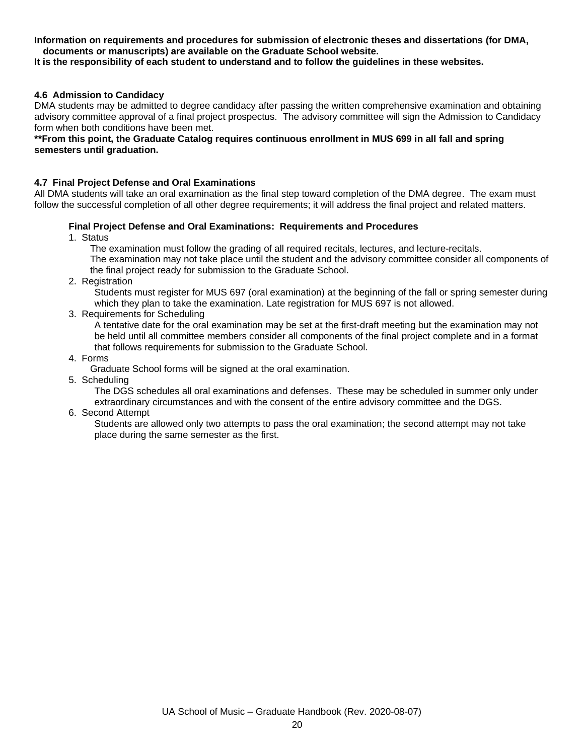**Information on requirements and procedures for submission of electronic theses and dissertations (for DMA, documents or manuscripts) are available on the Graduate School website.**
**It is the responsibility of each student to understand and to follow the guidelines in these websites.**

### 4.6 Admission to Candidacy

DMA students may be admitted to degree candidacy after passing the written comprehensive examination and obtaining advisory committee approval of a final project prospectus. The advisory committee will sign the Admission to Candidacy form when both conditions have been met.

**\*\*From this point, the Graduate Catalog requires continuous enrollment in MUS 699 in all fall and spring semesters until graduation.**

### 4.7 Final Project Defense and Oral Examinations

All DMA students will take an oral examination as the final step toward completion of the DMA degree. The exam must follow the successful completion of all other degree requirements; it will address the final project and related matters.

#### Final Project Defense and Oral Examinations: Requirements and Procedures

1. Status

   The examination must follow the grading of all required recitals, lectures, and lecture-recitals.
   The examination may not take place until the student and the advisory committee consider all components of the final project ready for submission to the Graduate School.

2. Registration

   Students must register for MUS 697 (oral examination) at the beginning of the fall or spring semester during which they plan to take the examination. Late registration for MUS 697 is not allowed.

3. Requirements for Scheduling

   A tentative date for the oral examination may be set at the first-draft meeting but the examination may not be held until all committee members consider all components of the final project complete and in a format that follows requirements for submission to the Graduate School.

4. Forms

   Graduate School forms will be signed at the oral examination.

5. Scheduling

   The DGS schedules all oral examinations and defenses. These may be scheduled in summer only under extraordinary circumstances and with the consent of the entire advisory committee and the DGS.

6. Second Attempt

   Students are allowed only two attempts to pass the oral examination; the second attempt may not take place during the same semester as the first.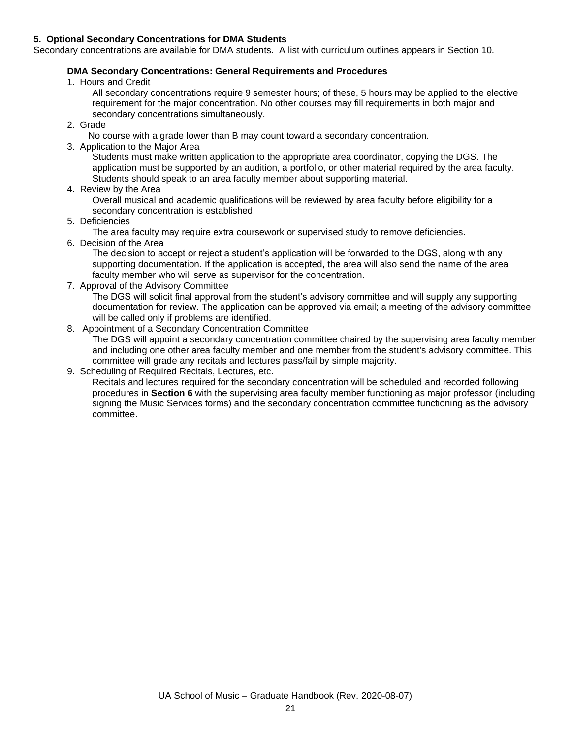### 5. Optional Secondary Concentrations for DMA Students

Secondary concentrations are available for DMA students. A list with curriculum outlines appears in Section 10.

#### DMA Secondary Concentrations: General Requirements and Procedures

1. Hours and Credit

   All secondary concentrations require 9 semester hours; of these, 5 hours may be applied to the elective requirement for the major concentration. No other courses may fill requirements in both major and secondary concentrations simultaneously.

2. Grade

   No course with a grade lower than B may count toward a secondary concentration.

3. Application to the Major Area

   Students must make written application to the appropriate area coordinator, copying the DGS. The application must be supported by an audition, a portfolio, or other material required by the area faculty. Students should speak to an area faculty member about supporting material.

4. Review by the Area

   Overall musical and academic qualifications will be reviewed by area faculty before eligibility for a secondary concentration is established.

5. Deficiencies

   The area faculty may require extra coursework or supervised study to remove deficiencies.

6. Decision of the Area

   The decision to accept or reject a student's application will be forwarded to the DGS, along with any supporting documentation. If the application is accepted, the area will also send the name of the area faculty member who will serve as supervisor for the concentration.

7. Approval of the Advisory Committee

   The DGS will solicit final approval from the student's advisory committee and will supply any supporting documentation for review. The application can be approved via email; a meeting of the advisory committee will be called only if problems are identified.

8. Appointment of a Secondary Concentration Committee

   The DGS will appoint a secondary concentration committee chaired by the supervising area faculty member and including one other area faculty member and one member from the student's advisory committee. This committee will grade any recitals and lectures pass/fail by simple majority.

9. Scheduling of Required Recitals, Lectures, etc.

   Recitals and lectures required for the secondary concentration will be scheduled and recorded following procedures in **Section 6** with the supervising area faculty member functioning as major professor (including signing the Music Services forms) and the secondary concentration committee functioning as the advisory committee.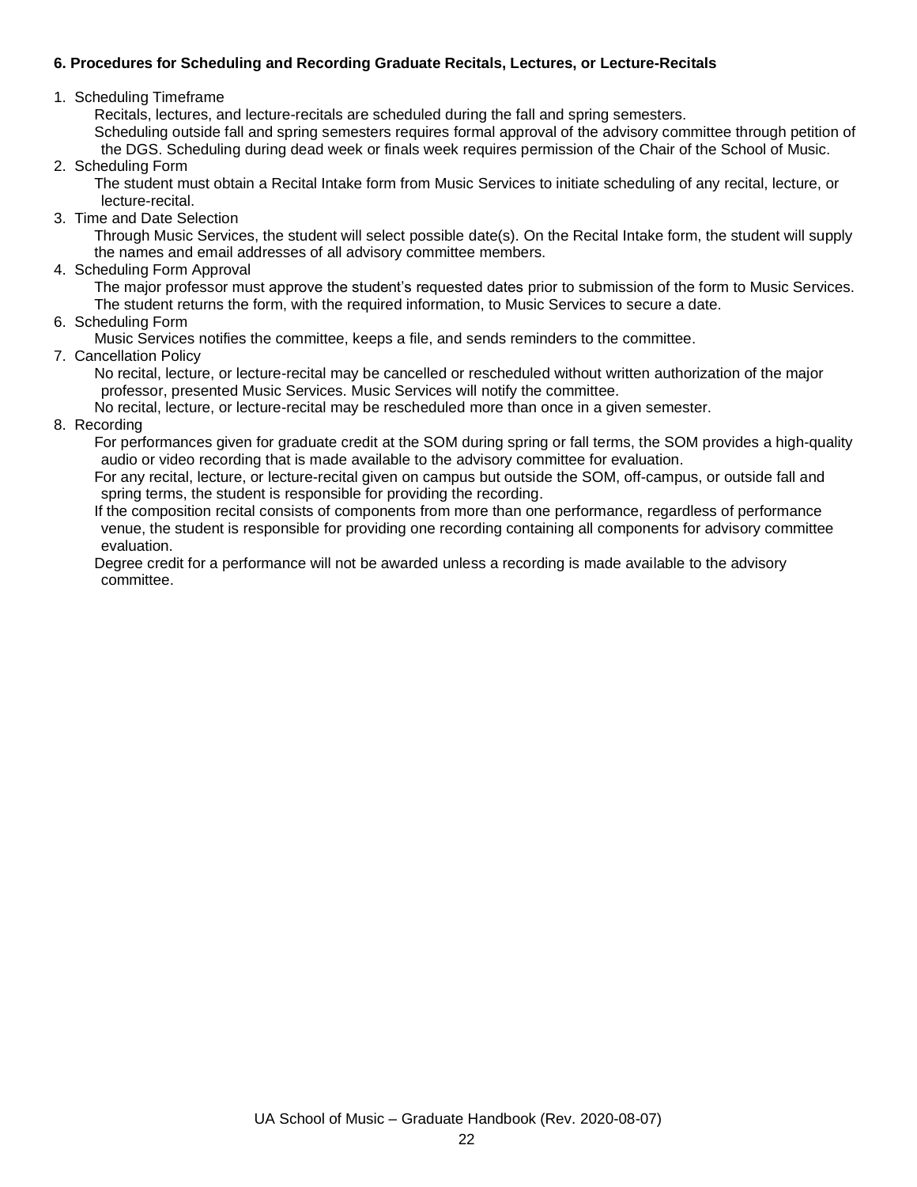**6. Procedures for Scheduling and Recording Graduate Recitals, Lectures, or Lecture-Recitals**

1. Scheduling Timeframe
   - Recitals, lectures, and lecture-recitals are scheduled during the fall and spring semesters.
   - Scheduling outside fall and spring semesters requires formal approval of the advisory committee through petition of the DGS. Scheduling during dead week or finals week requires permission of the Chair of the School of Music.
2. Scheduling Form
   - The student must obtain a Recital Intake form from Music Services to initiate scheduling of any recital, lecture, or lecture-recital.
3. Time and Date Selection
   - Through Music Services, the student will select possible date(s). On the Recital Intake form, the student will supply the names and email addresses of all advisory committee members.
4. Scheduling Form Approval
   - The major professor must approve the student's requested dates prior to submission of the form to Music Services.
   - The student returns the form, with the required information, to Music Services to secure a date.

6\. Scheduling Form
   - Music Services notifies the committee, keeps a file, and sends reminders to the committee.

7\. Cancellation Policy
   - No recital, lecture, or lecture-recital may be cancelled or rescheduled without written authorization of the major professor, presented Music Services. Music Services will notify the committee.
   - No recital, lecture, or lecture-recital may be rescheduled more than once in a given semester.

8\. Recording
   - For performances given for graduate credit at the SOM during spring or fall terms, the SOM provides a high-quality audio or video recording that is made available to the advisory committee for evaluation.
   - For any recital, lecture, or lecture-recital given on campus but outside the SOM, off-campus, or outside fall and spring terms, the student is responsible for providing the recording.
   - If the composition recital consists of components from more than one performance, regardless of performance venue, the student is responsible for providing one recording containing all components for advisory committee evaluation.
   - Degree credit for a performance will not be awarded unless a recording is made available to the advisory committee.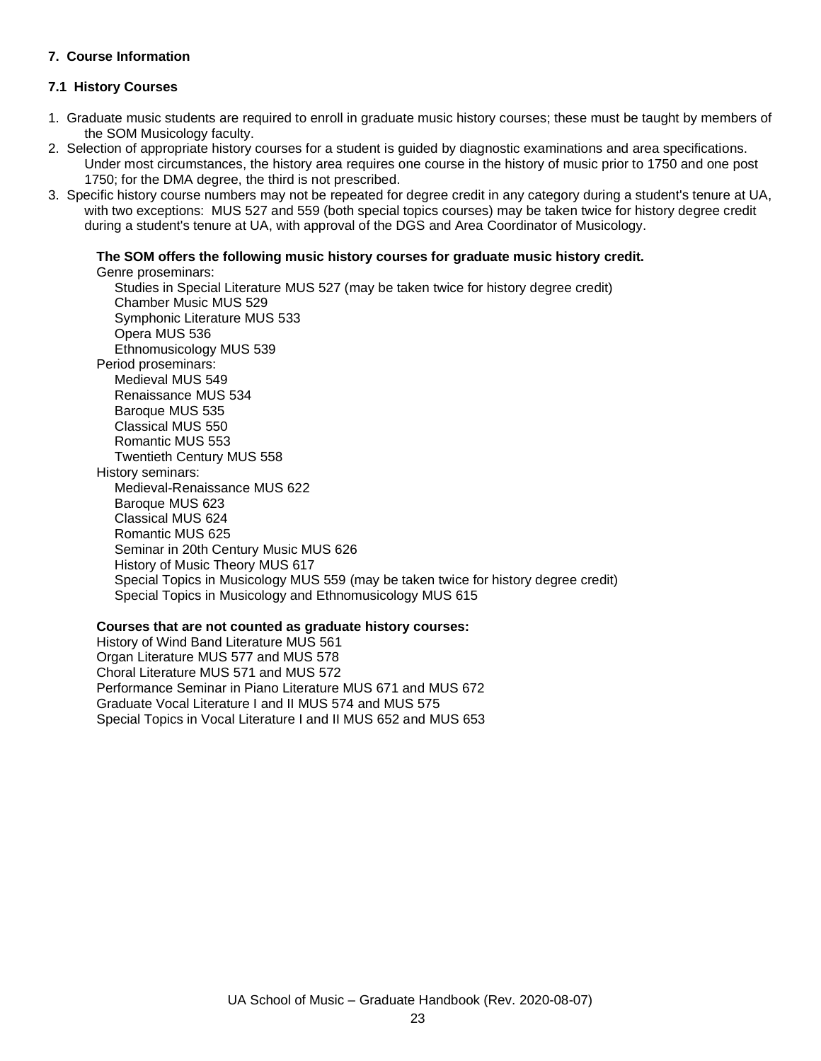## 7. Course Information

### 7.1 History Courses

1. Graduate music students are required to enroll in graduate music history courses; these must be taught by members of the SOM Musicology faculty.
2. Selection of appropriate history courses for a student is guided by diagnostic examinations and area specifications. Under most circumstances, the history area requires one course in the history of music prior to 1750 and one post 1750; for the DMA degree, the third is not prescribed.
3. Specific history course numbers may not be repeated for degree credit in any category during a student's tenure at UA, with two exceptions: MUS 527 and 559 (both special topics courses) may be taken twice for history degree credit during a student's tenure at UA, with approval of the DGS and Area Coordinator of Musicology.

**The SOM offers the following music history courses for graduate music history credit.**

Genre proseminars:

- Studies in Special Literature MUS 527 (may be taken twice for history degree credit)
- Chamber Music MUS 529
- Symphonic Literature MUS 533
- Opera MUS 536
- Ethnomusicology MUS 539

Period proseminars:

- Medieval MUS 549
- Renaissance MUS 534
- Baroque MUS 535
- Classical MUS 550
- Romantic MUS 553
- Twentieth Century MUS 558

History seminars:

- Medieval-Renaissance MUS 622
- Baroque MUS 623
- Classical MUS 624
- Romantic MUS 625
- Seminar in 20th Century Music MUS 626
- History of Music Theory MUS 617
- Special Topics in Musicology MUS 559 (may be taken twice for history degree credit)
- Special Topics in Musicology and Ethnomusicology MUS 615

**Courses that are not counted as graduate history courses:**

History of Wind Band Literature MUS 561
Organ Literature MUS 577 and MUS 578
Choral Literature MUS 571 and MUS 572
Performance Seminar in Piano Literature MUS 671 and MUS 672
Graduate Vocal Literature I and II MUS 574 and MUS 575
Special Topics in Vocal Literature I and II MUS 652 and MUS 653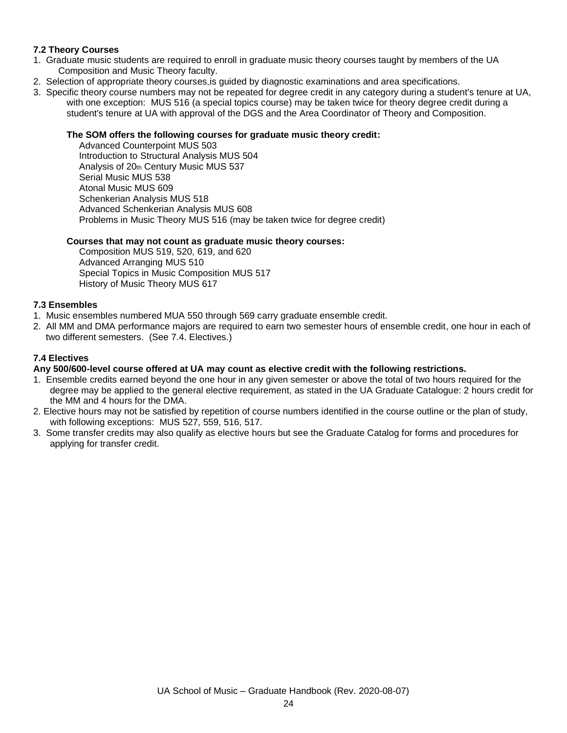### 7.2 Theory Courses

1. Graduate music students are required to enroll in graduate music theory courses taught by members of the UA Composition and Music Theory faculty.
2. Selection of appropriate theory courses is guided by diagnostic examinations and area specifications.
3. Specific theory course numbers may not be repeated for degree credit in any category during a student's tenure at UA, with one exception: MUS 516 (a special topics course) may be taken twice for theory degree credit during a student's tenure at UA with approval of the DGS and the Area Coordinator of Theory and Composition.

**The SOM offers the following courses for graduate music theory credit:**

Advanced Counterpoint MUS 503
Introduction to Structural Analysis MUS 504
Analysis of 20th Century Music MUS 537
Serial Music MUS 538
Atonal Music MUS 609
Schenkerian Analysis MUS 518
Advanced Schenkerian Analysis MUS 608
Problems in Music Theory MUS 516 (may be taken twice for degree credit)

**Courses that may not count as graduate music theory courses:**

Composition MUS 519, 520, 619, and 620
Advanced Arranging MUS 510
Special Topics in Music Composition MUS 517
History of Music Theory MUS 617

### 7.3 Ensembles

1. Music ensembles numbered MUA 550 through 569 carry graduate ensemble credit.
2. All MM and DMA performance majors are required to earn two semester hours of ensemble credit, one hour in each of two different semesters. (See 7.4. Electives.)

### 7.4 Electives

**Any 500/600-level course offered at UA may count as elective credit with the following restrictions.**

1. Ensemble credits earned beyond the one hour in any given semester or above the total of two hours required for the degree may be applied to the general elective requirement, as stated in the UA Graduate Catalogue: 2 hours credit for the MM and 4 hours for the DMA.
2. Elective hours may not be satisfied by repetition of course numbers identified in the course outline or the plan of study, with following exceptions: MUS 527, 559, 516, 517.
3. Some transfer credits may also qualify as elective hours but see the Graduate Catalog for forms and procedures for applying for transfer credit.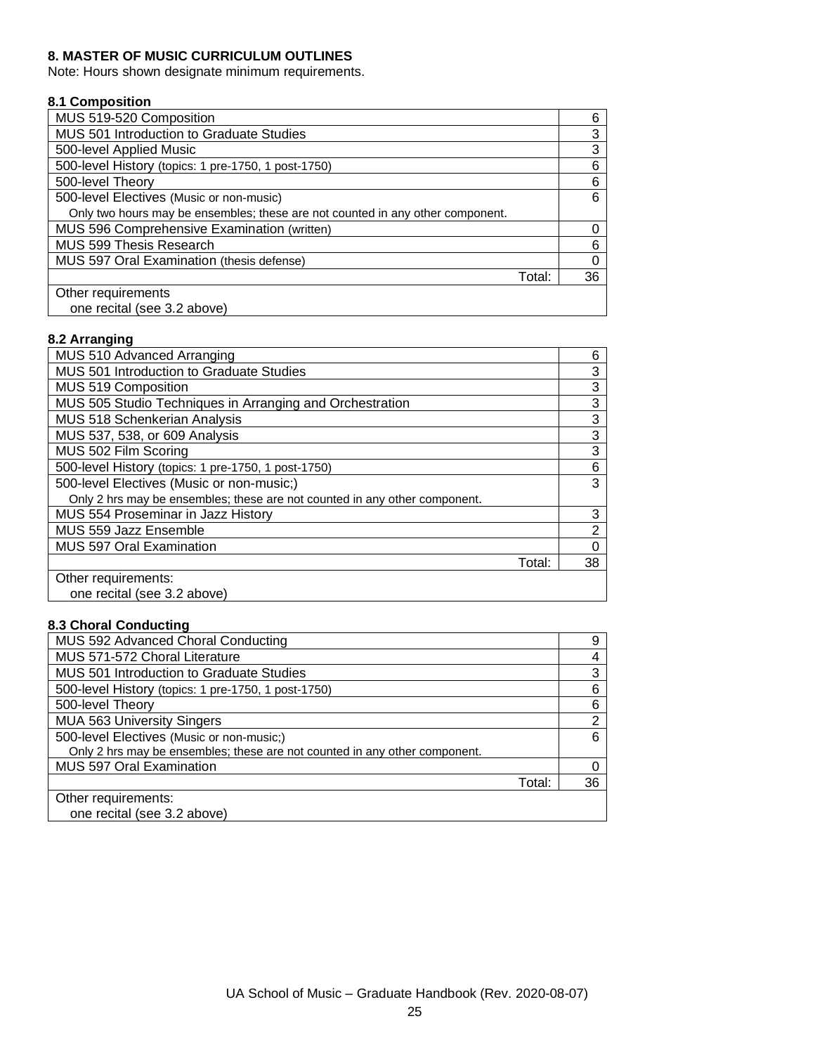## 8. MASTER OF MUSIC CURRICULUM OUTLINES

Note: Hours shown designate minimum requirements.

### 8.1 Composition

| Course | Hours |
|---|---|
| MUS 519-520 Composition | 6 |
| MUS 501 Introduction to Graduate Studies | 3 |
| 500-level Applied Music | 3 |
| 500-level History (topics: 1 pre-1750, 1 post-1750) | 6 |
| 500-level Theory | 6 |
| 500-level Electives (Music or non-music)<br>Only two hours may be ensembles; these are not counted in any other component. | 6 |
| MUS 596 Comprehensive Examination (written) | 0 |
| MUS 599 Thesis Research | 6 |
| MUS 597 Oral Examination (thesis defense) | 0 |
| Total: | 36 |
| Other requirements<br>one recital (see 3.2 above) | |

### 8.2 Arranging

| Course | Hours |
|---|---|
| MUS 510 Advanced Arranging | 6 |
| MUS 501 Introduction to Graduate Studies | 3 |
| MUS 519 Composition | 3 |
| MUS 505 Studio Techniques in Arranging and Orchestration | 3 |
| MUS 518 Schenkerian Analysis | 3 |
| MUS 537, 538, or 609 Analysis | 3 |
| MUS 502 Film Scoring | 3 |
| 500-level History (topics: 1 pre-1750, 1 post-1750) | 6 |
| 500-level Electives (Music or non-music;)<br>Only 2 hrs may be ensembles; these are not counted in any other component. | 3 |
| MUS 554 Proseminar in Jazz History | 3 |
| MUS 559 Jazz Ensemble | 2 |
| MUS 597 Oral Examination | 0 |
| Total: | 38 |
| Other requirements:<br>one recital (see 3.2 above) | |

### 8.3 Choral Conducting

| Course | Hours |
|---|---|
| MUS 592 Advanced Choral Conducting | 9 |
| MUS 571-572 Choral Literature | 4 |
| MUS 501 Introduction to Graduate Studies | 3 |
| 500-level History (topics: 1 pre-1750, 1 post-1750) | 6 |
| 500-level Theory | 6 |
| MUA 563 University Singers | 2 |
| 500-level Electives (Music or non-music;)<br>Only 2 hrs may be ensembles; these are not counted in any other component. | 6 |
| MUS 597 Oral Examination | 0 |
| Total: | 36 |
| Other requirements:<br>one recital (see 3.2 above) | |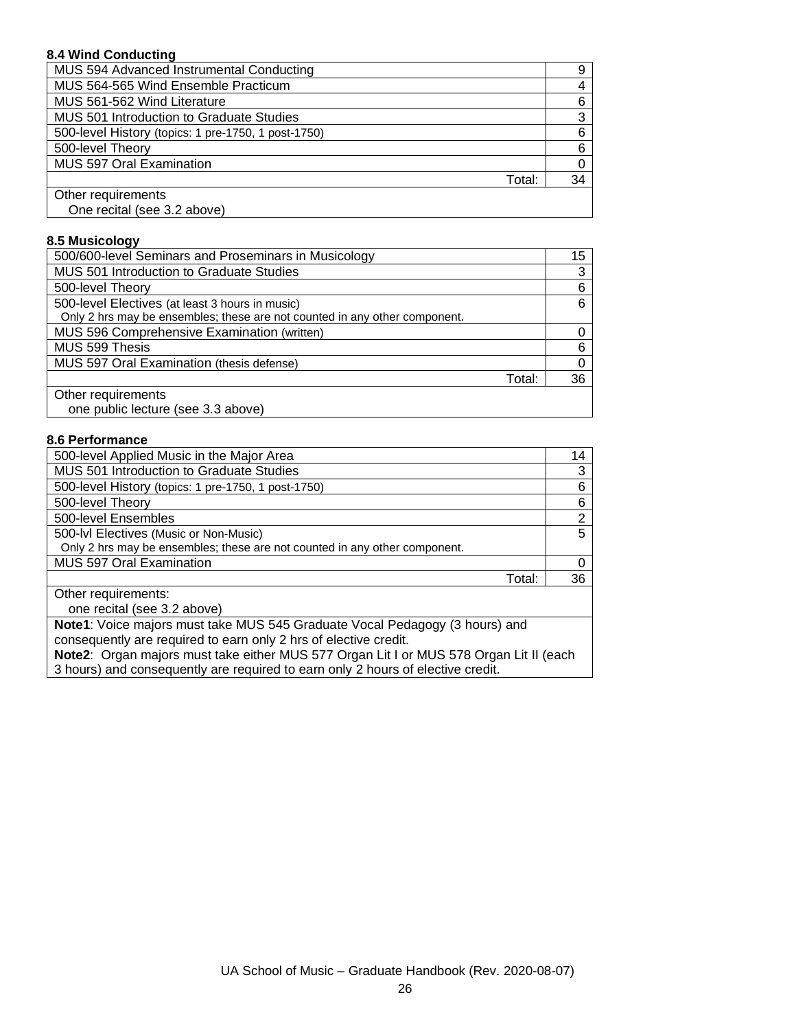### 8.4 Wind Conducting

| Course | Hours |
|---|---|
| MUS 594 Advanced Instrumental Conducting | 9 |
| MUS 564-565 Wind Ensemble Practicum | 4 |
| MUS 561-562 Wind Literature | 6 |
| MUS 501 Introduction to Graduate Studies | 3 |
| 500-level History (topics: 1 pre-1750, 1 post-1750) | 6 |
| 500-level Theory | 6 |
| MUS 597 Oral Examination | 0 |
| Total: | 34 |
| Other requirements<br>One recital (see 3.2 above) | |

### 8.5 Musicology

| Course | Hours |
|---|---|
| 500/600-level Seminars and Proseminars in Musicology | 15 |
| MUS 501 Introduction to Graduate Studies | 3 |
| 500-level Theory | 6 |
| 500-level Electives (at least 3 hours in music)<br>Only 2 hrs may be ensembles; these are not counted in any other component. | 6 |
| MUS 596 Comprehensive Examination (written) | 0 |
| MUS 599 Thesis | 6 |
| MUS 597 Oral Examination (thesis defense) | 0 |
| Total: | 36 |
| Other requirements<br>one public lecture (see 3.3 above) | |

### 8.6 Performance

| Course | Hours |
|---|---|
| 500-level Applied Music in the Major Area | 14 |
| MUS 501 Introduction to Graduate Studies | 3 |
| 500-level History (topics: 1 pre-1750, 1 post-1750) | 6 |
| 500-level Theory | 6 |
| 500-level Ensembles | 2 |
| 500-lvl Electives (Music or Non-Music)<br>Only 2 hrs may be ensembles; these are not counted in any other component. | 5 |
| MUS 597 Oral Examination | 0 |
| Total: | 36 |
| Other requirements:<br>one recital (see 3.2 above) | |
| **Note1**: Voice majors must take MUS 545 Graduate Vocal Pedagogy (3 hours) and consequently are required to earn only 2 hrs of elective credit.<br>**Note2**: Organ majors must take either MUS 577 Organ Lit I or MUS 578 Organ Lit II (each 3 hours) and consequently are required to earn only 2 hours of elective credit. | |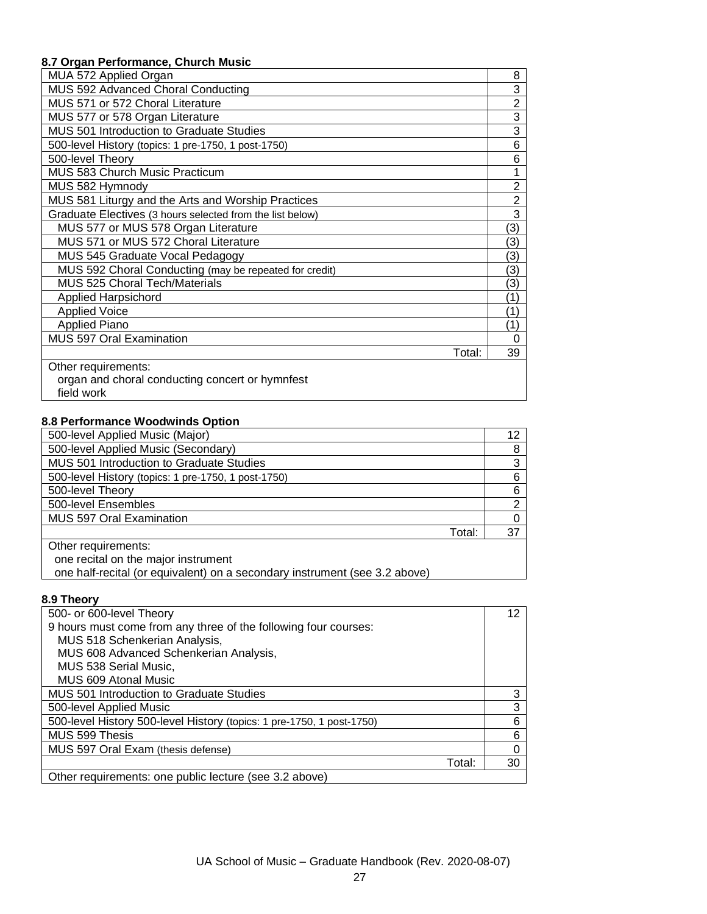#### 8.7 Organ Performance, Church Music

| Course | Hours |
|---|---|
| MUA 572 Applied Organ | 8 |
| MUS 592 Advanced Choral Conducting | 3 |
| MUS 571 or 572 Choral Literature | 2 |
| MUS 577 or 578 Organ Literature | 3 |
| MUS 501 Introduction to Graduate Studies | 3 |
| 500-level History (topics: 1 pre-1750, 1 post-1750) | 6 |
| 500-level Theory | 6 |
| MUS 583 Church Music Practicum | 1 |
| MUS 582 Hymnody | 2 |
| MUS 581 Liturgy and the Arts and Worship Practices | 2 |
| Graduate Electives (3 hours selected from the list below) | 3 |
| MUS 577 or MUS 578 Organ Literature | (3) |
| MUS 571 or MUS 572 Choral Literature | (3) |
| MUS 545 Graduate Vocal Pedagogy | (3) |
| MUS 592 Choral Conducting (may be repeated for credit) | (3) |
| MUS 525 Choral Tech/Materials | (3) |
| Applied Harpsichord | (1) |
| Applied Voice | (1) |
| Applied Piano | (1) |
| MUS 597 Oral Examination | 0 |
| Total: | 39 |

Other requirements:
- organ and choral conducting concert or hymnfest
- field work

#### 8.8 Performance Woodwinds Option

| Course | Hours |
|---|---|
| 500-level Applied Music (Major) | 12 |
| 500-level Applied Music (Secondary) | 8 |
| MUS 501 Introduction to Graduate Studies | 3 |
| 500-level History (topics: 1 pre-1750, 1 post-1750) | 6 |
| 500-level Theory | 6 |
| 500-level Ensembles | 2 |
| MUS 597 Oral Examination | 0 |
| Total: | 37 |

Other requirements:
- one recital on the major instrument
- one half-recital (or equivalent) on a secondary instrument (see 3.2 above)

#### 8.9 Theory

| Course | Hours |
|---|---|
| 500- or 600-level Theory<br>9 hours must come from any three of the following four courses:<br>MUS 518 Schenkerian Analysis,<br>MUS 608 Advanced Schenkerian Analysis,<br>MUS 538 Serial Music,<br>MUS 609 Atonal Music | 12 |
| MUS 501 Introduction to Graduate Studies | 3 |
| 500-level Applied Music | 3 |
| 500-level History 500-level History (topics: 1 pre-1750, 1 post-1750) | 6 |
| MUS 599 Thesis | 6 |
| MUS 597 Oral Exam (thesis defense) | 0 |
| Total: | 30 |

Other requirements: one public lecture (see 3.2 above)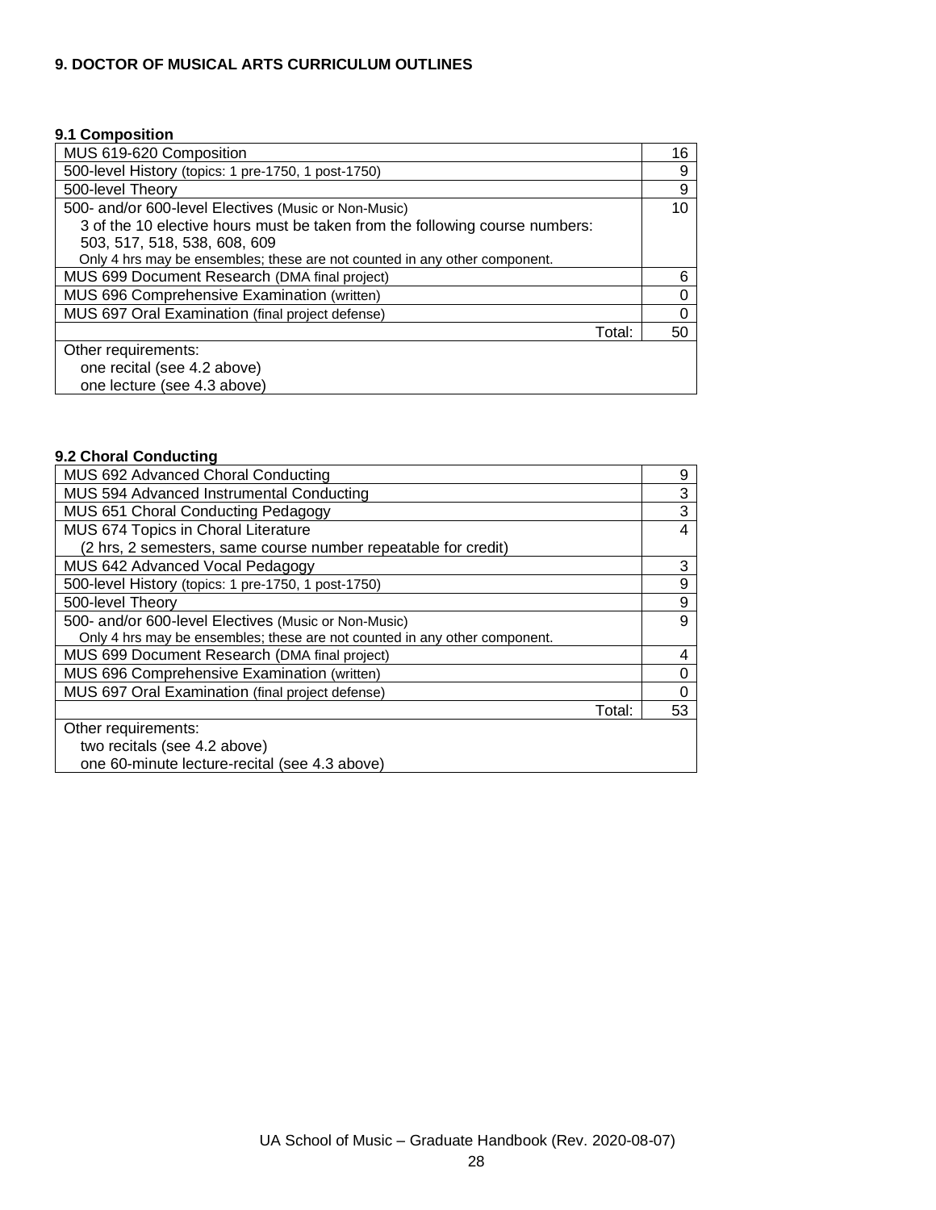## 9. DOCTOR OF MUSICAL ARTS CURRICULUM OUTLINES

### 9.1 Composition

| Course | Hours |
|---|---|
| MUS 619-620 Composition | 16 |
| 500-level History (topics: 1 pre-1750, 1 post-1750) | 9 |
| 500-level Theory | 9 |
| 500- and/or 600-level Electives (Music or Non-Music)<br>3 of the 10 elective hours must be taken from the following course numbers: 503, 517, 518, 538, 608, 609<br>Only 4 hrs may be ensembles; these are not counted in any other component. | 10 |
| MUS 699 Document Research (DMA final project) | 6 |
| MUS 696 Comprehensive Examination (written) | 0 |
| MUS 697 Oral Examination (final project defense) | 0 |
| Total: | 50 |
| Other requirements:<br>one recital (see 4.2 above)<br>one lecture (see 4.3 above) | |

### 9.2 Choral Conducting

| Course | Hours |
|---|---|
| MUS 692 Advanced Choral Conducting | 9 |
| MUS 594 Advanced Instrumental Conducting | 3 |
| MUS 651 Choral Conducting Pedagogy | 3 |
| MUS 674 Topics in Choral Literature<br>(2 hrs, 2 semesters, same course number repeatable for credit) | 4 |
| MUS 642 Advanced Vocal Pedagogy | 3 |
| 500-level History (topics: 1 pre-1750, 1 post-1750) | 9 |
| 500-level Theory | 9 |
| 500- and/or 600-level Electives (Music or Non-Music)<br>Only 4 hrs may be ensembles; these are not counted in any other component. | 9 |
| MUS 699 Document Research (DMA final project) | 4 |
| MUS 696 Comprehensive Examination (written) | 0 |
| MUS 697 Oral Examination (final project defense) | 0 |
| Total: | 53 |
| Other requirements:<br>two recitals (see 4.2 above)<br>one 60-minute lecture-recital (see 4.3 above) | |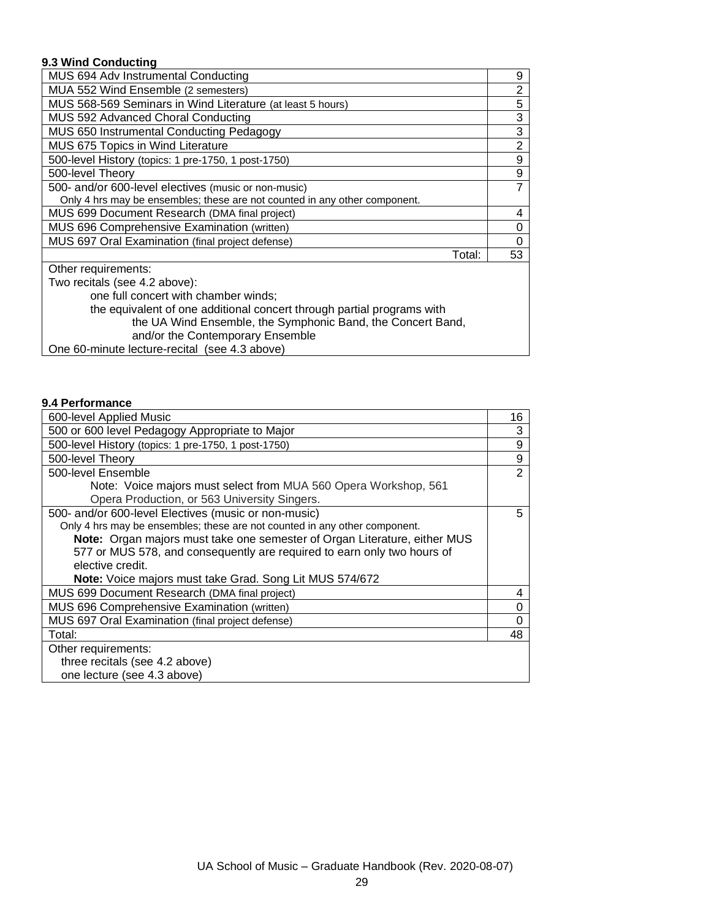### 9.3 Wind Conducting

| Course | Hours |
|---|---|
| MUS 694 Adv Instrumental Conducting | 9 |
| MUA 552 Wind Ensemble (2 semesters) | 2 |
| MUS 568-569 Seminars in Wind Literature (at least 5 hours) | 5 |
| MUS 592 Advanced Choral Conducting | 3 |
| MUS 650 Instrumental Conducting Pedagogy | 3 |
| MUS 675 Topics in Wind Literature | 2 |
| 500-level History (topics: 1 pre-1750, 1 post-1750) | 9 |
| 500-level Theory | 9 |
| 500- and/or 600-level electives (music or non-music)<br>Only 4 hrs may be ensembles; these are not counted in any other component. | 7 |
| MUS 699 Document Research (DMA final project) | 4 |
| MUS 696 Comprehensive Examination (written) | 0 |
| MUS 697 Oral Examination (final project defense) | 0 |
| Total: | 53 |

Other requirements:
Two recitals (see 4.2 above):
- one full concert with chamber winds;
- the equivalent of one additional concert through partial programs with the UA Wind Ensemble, the Symphonic Band, the Concert Band, and/or the Contemporary Ensemble

One 60-minute lecture-recital (see 4.3 above)

### 9.4 Performance

| Course | Hours |
|---|---|
| 600-level Applied Music | 16 |
| 500 or 600 level Pedagogy Appropriate to Major | 3 |
| 500-level History (topics: 1 pre-1750, 1 post-1750) | 9 |
| 500-level Theory | 9 |
| 500-level Ensemble<br>Note: Voice majors must select from MUA 560 Opera Workshop, 561 Opera Production, or 563 University Singers. | 2 |
| 500- and/or 600-level Electives (music or non-music)<br>Only 4 hrs may be ensembles; these are not counted in any other component.<br>**Note:** Organ majors must take one semester of Organ Literature, either MUS 577 or MUS 578, and consequently are required to earn only two hours of elective credit.<br>**Note:** Voice majors must take Grad. Song Lit MUS 574/672 | 5 |
| MUS 699 Document Research (DMA final project) | 4 |
| MUS 696 Comprehensive Examination (written) | 0 |
| MUS 697 Oral Examination (final project defense) | 0 |
| Total: | 48 |

Other requirements:
- three recitals (see 4.2 above)
- one lecture (see 4.3 above)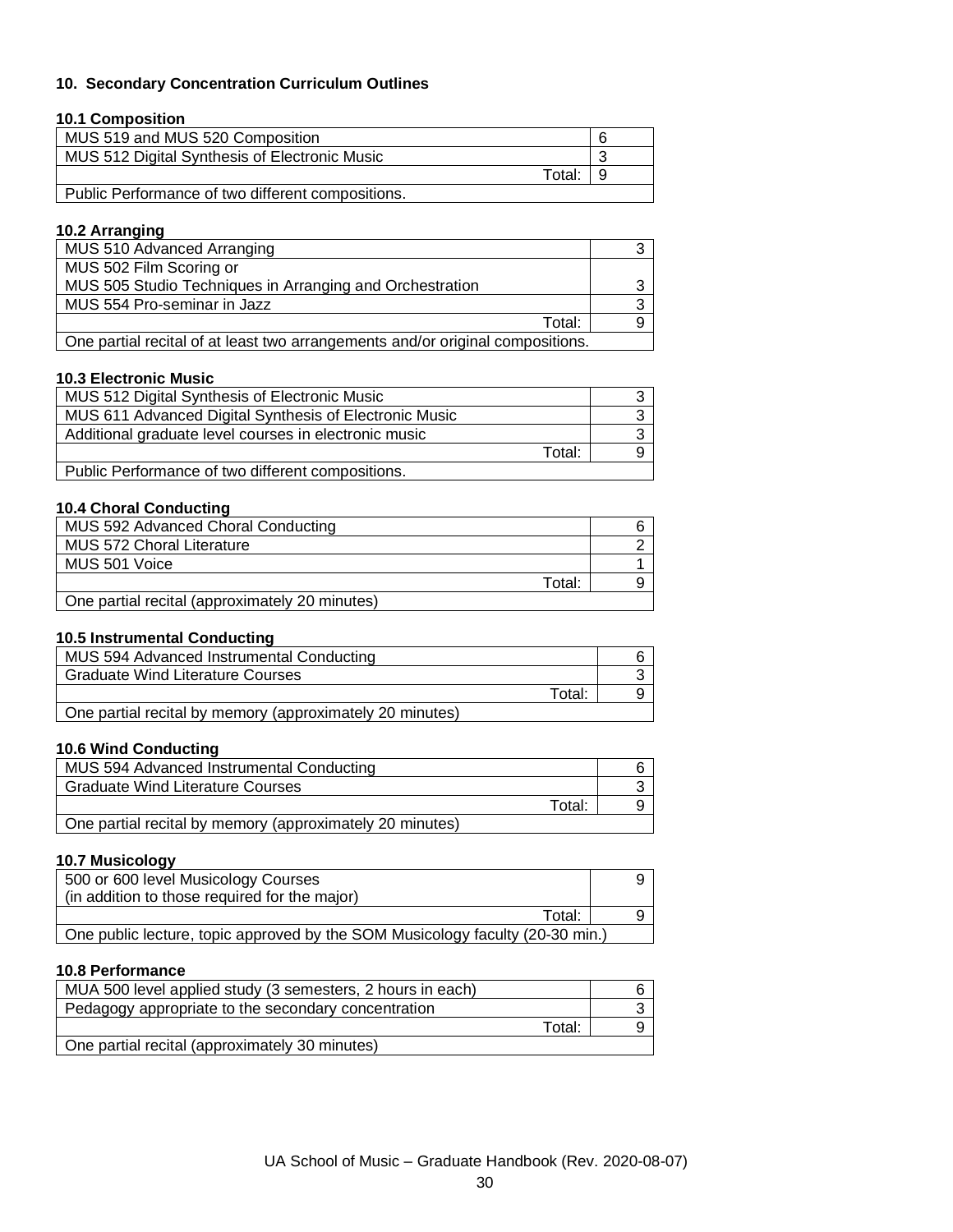## 10. Secondary Concentration Curriculum Outlines

### 10.1 Composition

| | |
|---|---|
| MUS 519 and MUS 520 Composition | 6 |
| MUS 512 Digital Synthesis of Electronic Music | 3 |
| Total: | 9 |
| Public Performance of two different compositions. | |

### 10.2 Arranging

| | |
|---|---|
| MUS 510 Advanced Arranging | 3 |
| MUS 502 Film Scoring or<br>MUS 505 Studio Techniques in Arranging and Orchestration | 3 |
| MUS 554 Pro-seminar in Jazz | 3 |
| Total: | 9 |
| One partial recital of at least two arrangements and/or original compositions. | |

### 10.3 Electronic Music

| | |
|---|---|
| MUS 512 Digital Synthesis of Electronic Music | 3 |
| MUS 611 Advanced Digital Synthesis of Electronic Music | 3 |
| Additional graduate level courses in electronic music | 3 |
| Total: | 9 |
| Public Performance of two different compositions. | |

### 10.4 Choral Conducting

| | |
|---|---|
| MUS 592 Advanced Choral Conducting | 6 |
| MUS 572 Choral Literature | 2 |
| MUS 501 Voice | 1 |
| Total: | 9 |
| One partial recital (approximately 20 minutes) | |

### 10.5 Instrumental Conducting

| | |
|---|---|
| MUS 594 Advanced Instrumental Conducting | 6 |
| Graduate Wind Literature Courses | 3 |
| Total: | 9 |
| One partial recital by memory (approximately 20 minutes) | |

### 10.6 Wind Conducting

| | |
|---|---|
| MUS 594 Advanced Instrumental Conducting | 6 |
| Graduate Wind Literature Courses | 3 |
| Total: | 9 |
| One partial recital by memory (approximately 20 minutes) | |

### 10.7 Musicology

| | |
|---|---|
| 500 or 600 level Musicology Courses<br>(in addition to those required for the major) | 9 |
| Total: | 9 |
| One public lecture, topic approved by the SOM Musicology faculty (20-30 min.) | |

### 10.8 Performance

| | |
|---|---|
| MUA 500 level applied study (3 semesters, 2 hours in each) | 6 |
| Pedagogy appropriate to the secondary concentration | 3 |
| Total: | 9 |
| One partial recital (approximately 30 minutes) | |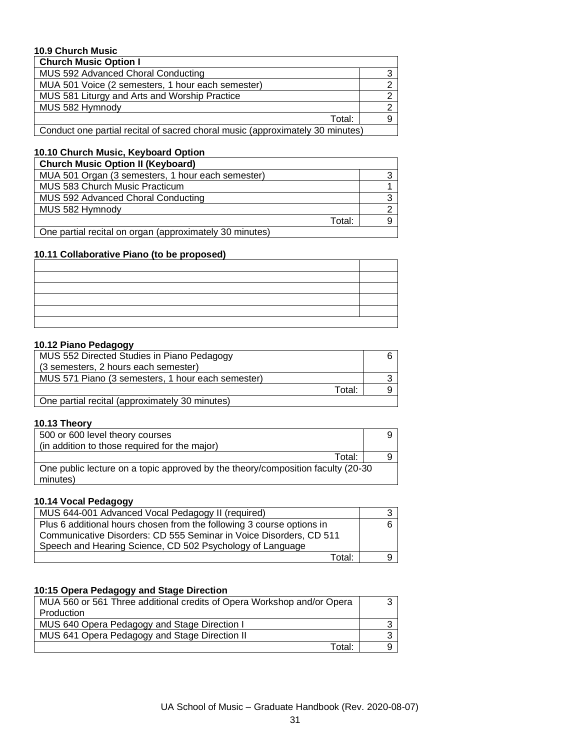### 10.9 Church Music

| Church Music Option I | |
|---|---|
| MUS 592 Advanced Choral Conducting | 3 |
| MUA 501 Voice (2 semesters, 1 hour each semester) | 2 |
| MUS 581 Liturgy and Arts and Worship Practice | 2 |
| MUS 582 Hymnody | 2 |
| Total: | 9 |
| Conduct one partial recital of sacred choral music (approximately 30 minutes) | |

### 10.10 Church Music, Keyboard Option

| Church Music Option II (Keyboard) | |
|---|---|
| MUA 501 Organ (3 semesters, 1 hour each semester) | 3 |
| MUS 583 Church Music Practicum | 1 |
| MUS 592 Advanced Choral Conducting | 3 |
| MUS 582 Hymnody | 2 |
| Total: | 9 |
| One partial recital on organ (approximately 30 minutes) | |

### 10.11 Collaborative Piano (to be proposed)

| | |
|---|---|
| | |
| | |
| | |
| | |
| | |

### 10.12 Piano Pedagogy

| | |
|---|---|
| MUS 552 Directed Studies in Piano Pedagogy (3 semesters, 2 hours each semester) | 6 |
| MUS 571 Piano (3 semesters, 1 hour each semester) | 3 |
| Total: | 9 |
| One partial recital (approximately 30 minutes) | |

### 10.13 Theory

| | |
|---|---|
| 500 or 600 level theory courses (in addition to those required for the major) | 9 |
| Total: | 9 |
| One public lecture on a topic approved by the theory/composition faculty (20-30 minutes) | |

### 10.14 Vocal Pedagogy

| | |
|---|---|
| MUS 644-001 Advanced Vocal Pedagogy II (required) | 3 |
| Plus 6 additional hours chosen from the following 3 course options in Communicative Disorders: CD 555 Seminar in Voice Disorders, CD 511 Speech and Hearing Science, CD 502 Psychology of Language | 6 |
| Total: | 9 |

### 10:15 Opera Pedagogy and Stage Direction

| | |
|---|---|
| MUA 560 or 561 Three additional credits of Opera Workshop and/or Opera Production | 3 |
| MUS 640 Opera Pedagogy and Stage Direction I | 3 |
| MUS 641 Opera Pedagogy and Stage Direction II | 3 |
| Total: | 9 |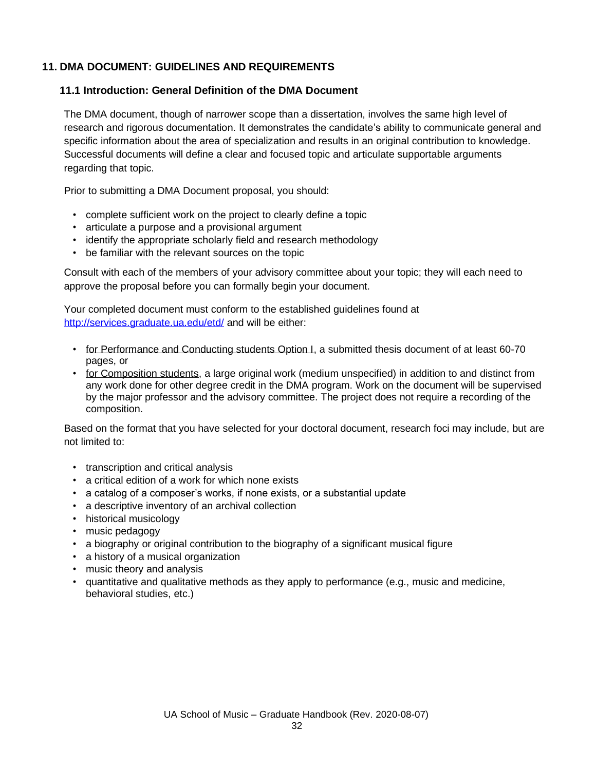## 11. DMA DOCUMENT: GUIDELINES AND REQUIREMENTS

### 11.1 Introduction: General Definition of the DMA Document

The DMA document, though of narrower scope than a dissertation, involves the same high level of research and rigorous documentation. It demonstrates the candidate's ability to communicate general and specific information about the area of specialization and results in an original contribution to knowledge. Successful documents will define a clear and focused topic and articulate supportable arguments regarding that topic.

Prior to submitting a DMA Document proposal, you should:

- complete sufficient work on the project to clearly define a topic
- articulate a purpose and a provisional argument
- identify the appropriate scholarly field and research methodology
- be familiar with the relevant sources on the topic

Consult with each of the members of your advisory committee about your topic; they will each need to approve the proposal before you can formally begin your document.

Your completed document must conform to the established guidelines found at [http://services.graduate.ua.edu/etd/](http://services.graduate.ua.edu/etd/) and will be either:

- for Performance and Conducting students Option I, a submitted thesis document of at least 60-70 pages, or
- for Composition students, a large original work (medium unspecified) in addition to and distinct from any work done for other degree credit in the DMA program. Work on the document will be supervised by the major professor and the advisory committee. The project does not require a recording of the composition.

Based on the format that you have selected for your doctoral document, research foci may include, but are not limited to:

- transcription and critical analysis
- a critical edition of a work for which none exists
- a catalog of a composer's works, if none exists, or a substantial update
- a descriptive inventory of an archival collection
- historical musicology
- music pedagogy
- a biography or original contribution to the biography of a significant musical figure
- a history of a musical organization
- music theory and analysis
- quantitative and qualitative methods as they apply to performance (e.g., music and medicine, behavioral studies, etc.)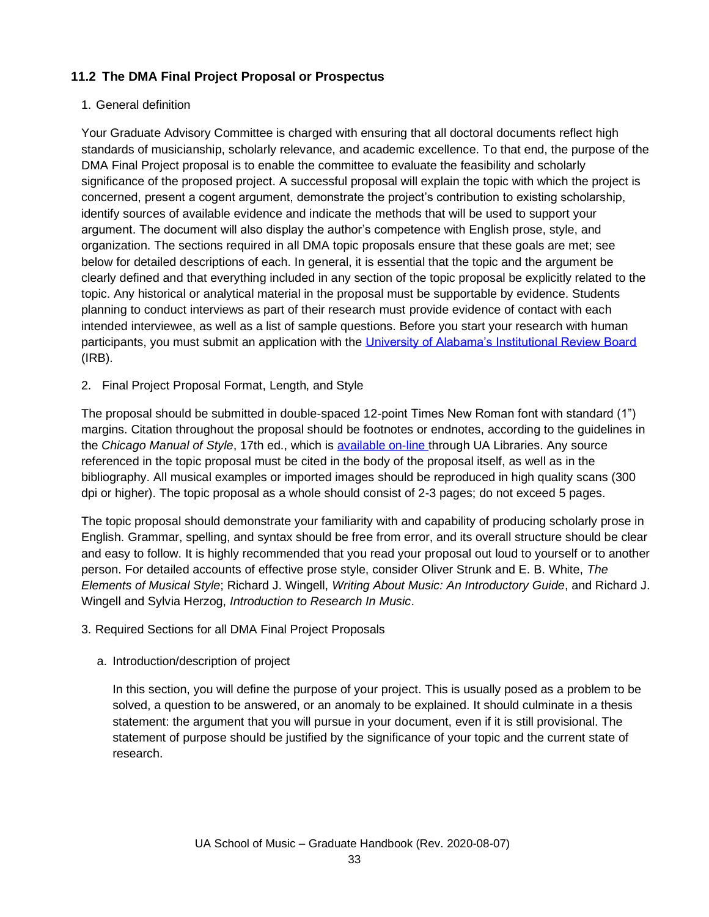## 11.2 The DMA Final Project Proposal or Prospectus

1. General definition

Your Graduate Advisory Committee is charged with ensuring that all doctoral documents reflect high standards of musicianship, scholarly relevance, and academic excellence. To that end, the purpose of the DMA Final Project proposal is to enable the committee to evaluate the feasibility and scholarly significance of the proposed project. A successful proposal will explain the topic with which the project is concerned, present a cogent argument, demonstrate the project's contribution to existing scholarship, identify sources of available evidence and indicate the methods that will be used to support your argument. The document will also display the author's competence with English prose, style, and organization. The sections required in all DMA topic proposals ensure that these goals are met; see below for detailed descriptions of each. In general, it is essential that the topic and the argument be clearly defined and that everything included in any section of the topic proposal be explicitly related to the topic. Any historical or analytical material in the proposal must be supportable by evidence. Students planning to conduct interviews as part of their research must provide evidence of contact with each intended interviewee, as well as a list of sample questions. Before you start your research with human participants, you must submit an application with the University of Alabama's Institutional Review Board (IRB).

2. Final Project Proposal Format, Length, and Style

The proposal should be submitted in double-spaced 12-point Times New Roman font with standard (1") margins. Citation throughout the proposal should be footnotes or endnotes, according to the guidelines in the *Chicago Manual of Style*, 17th ed., which is available on-line through UA Libraries. Any source referenced in the topic proposal must be cited in the body of the proposal itself, as well as in the bibliography. All musical examples or imported images should be reproduced in high quality scans (300 dpi or higher). The topic proposal as a whole should consist of 2-3 pages; do not exceed 5 pages.

The topic proposal should demonstrate your familiarity with and capability of producing scholarly prose in English. Grammar, spelling, and syntax should be free from error, and its overall structure should be clear and easy to follow. It is highly recommended that you read your proposal out loud to yourself or to another person. For detailed accounts of effective prose style, consider Oliver Strunk and E. B. White, *The Elements of Musical Style*; Richard J. Wingell, *Writing About Music: An Introductory Guide*, and Richard J. Wingell and Sylvia Herzog, *Introduction to Research In Music*.

3. Required Sections for all DMA Final Project Proposals

   a. Introduction/description of project

   In this section, you will define the purpose of your project. This is usually posed as a problem to be solved, a question to be answered, or an anomaly to be explained. It should culminate in a thesis statement: the argument that you will pursue in your document, even if it is still provisional. The statement of purpose should be justified by the significance of your topic and the current state of research.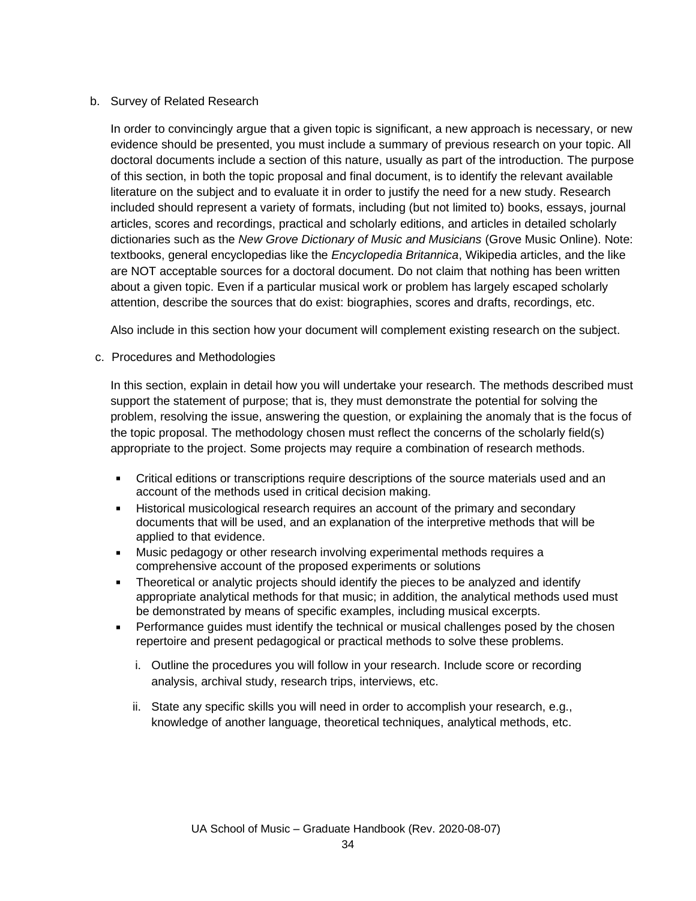b. Survey of Related Research

In order to convincingly argue that a given topic is significant, a new approach is necessary, or new evidence should be presented, you must include a summary of previous research on your topic. All doctoral documents include a section of this nature, usually as part of the introduction. The purpose of this section, in both the topic proposal and final document, is to identify the relevant available literature on the subject and to evaluate it in order to justify the need for a new study. Research included should represent a variety of formats, including (but not limited to) books, essays, journal articles, scores and recordings, practical and scholarly editions, and articles in detailed scholarly dictionaries such as the *New Grove Dictionary of Music and Musicians* (Grove Music Online). Note: textbooks, general encyclopedias like the *Encyclopedia Britannica*, Wikipedia articles, and the like are NOT acceptable sources for a doctoral document. Do not claim that nothing has been written about a given topic. Even if a particular musical work or problem has largely escaped scholarly attention, describe the sources that do exist: biographies, scores and drafts, recordings, etc.

Also include in this section how your document will complement existing research on the subject.

c. Procedures and Methodologies

In this section, explain in detail how you will undertake your research. The methods described must support the statement of purpose; that is, they must demonstrate the potential for solving the problem, resolving the issue, answering the question, or explaining the anomaly that is the focus of the topic proposal. The methodology chosen must reflect the concerns of the scholarly field(s) appropriate to the project. Some projects may require a combination of research methods.

- Critical editions or transcriptions require descriptions of the source materials used and an account of the methods used in critical decision making.
- Historical musicological research requires an account of the primary and secondary documents that will be used, and an explanation of the interpretive methods that will be applied to that evidence.
- Music pedagogy or other research involving experimental methods requires a comprehensive account of the proposed experiments or solutions
- Theoretical or analytic projects should identify the pieces to be analyzed and identify appropriate analytical methods for that music; in addition, the analytical methods used must be demonstrated by means of specific examples, including musical excerpts.
- Performance guides must identify the technical or musical challenges posed by the chosen repertoire and present pedagogical or practical methods to solve these problems.

  i. Outline the procedures you will follow in your research. Include score or recording analysis, archival study, research trips, interviews, etc.

  ii. State any specific skills you will need in order to accomplish your research, e.g., knowledge of another language, theoretical techniques, analytical methods, etc.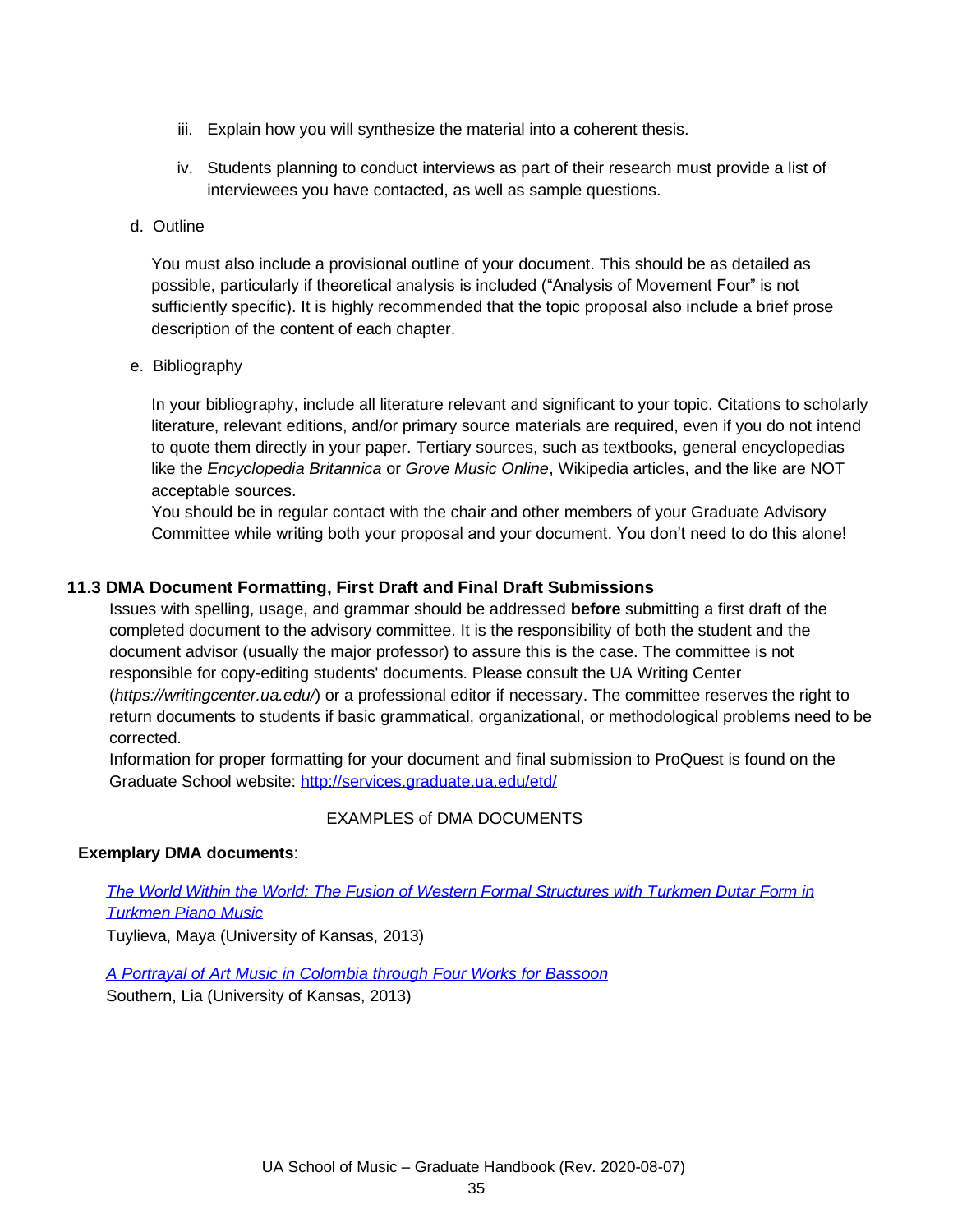iii. Explain how you will synthesize the material into a coherent thesis.

iv. Students planning to conduct interviews as part of their research must provide a list of interviewees you have contacted, as well as sample questions.

d. Outline

You must also include a provisional outline of your document. This should be as detailed as possible, particularly if theoretical analysis is included ("Analysis of Movement Four" is not sufficiently specific). It is highly recommended that the topic proposal also include a brief prose description of the content of each chapter.

e. Bibliography

In your bibliography, include all literature relevant and significant to your topic. Citations to scholarly literature, relevant editions, and/or primary source materials are required, even if you do not intend to quote them directly in your paper. Tertiary sources, such as textbooks, general encyclopedias like the *Encyclopedia Britannica* or *Grove Music Online*, Wikipedia articles, and the like are NOT acceptable sources.

You should be in regular contact with the chair and other members of your Graduate Advisory Committee while writing both your proposal and your document. You don't need to do this alone!

### 11.3 DMA Document Formatting, First Draft and Final Draft Submissions

Issues with spelling, usage, and grammar should be addressed **before** submitting a first draft of the completed document to the advisory committee. It is the responsibility of both the student and the document advisor (usually the major professor) to assure this is the case. The committee is not responsible for copy-editing students' documents. Please consult the UA Writing Center (*https://writingcenter.ua.edu/*) or a professional editor if necessary. The committee reserves the right to return documents to students if basic grammatical, organizational, or methodological problems need to be corrected.

Information for proper formatting for your document and final submission to ProQuest is found on the Graduate School website: http://services.graduate.ua.edu/etd/

EXAMPLES of DMA DOCUMENTS

**Exemplary DMA documents**:

*The World Within the World: The Fusion of Western Formal Structures with Turkmen Dutar Form in Turkmen Piano Music*
Tuylieva, Maya (University of Kansas, 2013)

*A Portrayal of Art Music in Colombia through Four Works for Bassoon*
Southern, Lia (University of Kansas, 2013)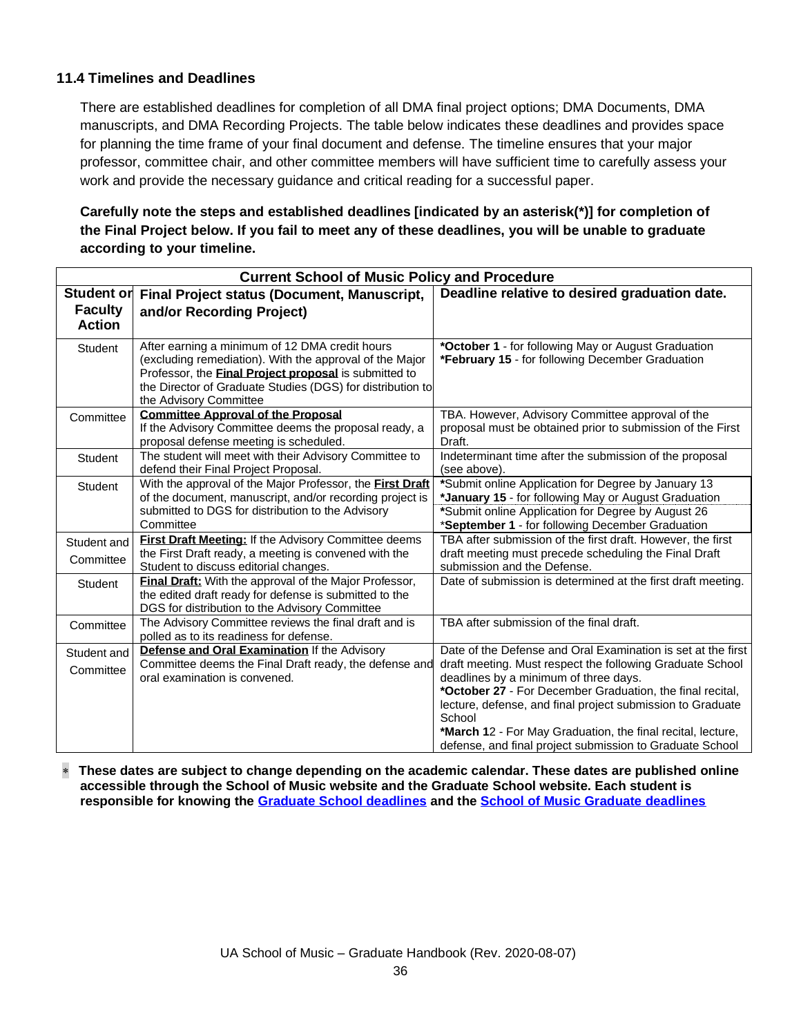### 11.4 Timelines and Deadlines

There are established deadlines for completion of all DMA final project options; DMA Documents, DMA manuscripts, and DMA Recording Projects. The table below indicates these deadlines and provides space for planning the time frame of your final document and defense. The timeline ensures that your major professor, committee chair, and other committee members will have sufficient time to carefully assess your work and provide the necessary guidance and critical reading for a successful paper.

**Carefully note the steps and established deadlines [indicated by an asterisk(*)] for completion of the Final Project below. If you fail to meet any of these deadlines, you will be unable to graduate according to your timeline.**

| **Current School of Music Policy and Procedure** | | |
|---|---|---|
| **Student or Faculty Action** | **Final Project status (Document, Manuscript, and/or Recording Project)** | **Deadline relative to desired graduation date.** |
| Student | After earning a minimum of 12 DMA credit hours (excluding remediation). With the approval of the Major Professor, the **Final Project proposal** is submitted to the Director of Graduate Studies (DGS) for distribution to the Advisory Committee | ***October 1** - for following May or August Graduation<br>***February 15** - for following December Graduation |
| Committee | **Committee Approval of the Proposal**<br>If the Advisory Committee deems the proposal ready, a proposal defense meeting is scheduled. | TBA. However, Advisory Committee approval of the proposal must be obtained prior to submission of the First Draft. |
| Student | The student will meet with their Advisory Committee to defend their Final Project Proposal. | Indeterminant time after the submission of the proposal (see above). |
| Student | With the approval of the Major Professor, the **First Draft** of the document, manuscript, and/or recording project is submitted to DGS for distribution to the Advisory Committee | *Submit online Application for Degree by January 13<br>***January 15** - for following May or August Graduation<br>*Submit online Application for Degree by August 26<br>***September 1** - for following December Graduation |
| Student and Committee | **First Draft Meeting:** If the Advisory Committee deems the First Draft ready, a meeting is convened with the Student to discuss editorial changes. | TBA after submission of the first draft. However, the first draft meeting must precede scheduling the Final Draft submission and the Defense. |
| Student | **Final Draft:** With the approval of the Major Professor, the edited draft ready for defense is submitted to the DGS for distribution to the Advisory Committee | Date of submission is determined at the first draft meeting. |
| Committee | The Advisory Committee reviews the final draft and is polled as to its readiness for defense. | TBA after submission of the final draft. |
| Student and Committee | **Defense and Oral Examination** If the Advisory Committee deems the Final Draft ready, the defense and oral examination is convened. | Date of the Defense and Oral Examination is set at the first draft meeting. Must respect the following Graduate School deadlines by a minimum of three days.<br>***October 27** - For December Graduation, the final recital, lecture, defense, and final project submission to Graduate School<br>***March 12** - For May Graduation, the final recital, lecture, defense, and final project submission to Graduate School |

\* **These dates are subject to change depending on the academic calendar. These dates are published online accessible through the School of Music website and the Graduate School website. Each student is responsible for knowing the Graduate School deadlines and the School of Music Graduate deadlines**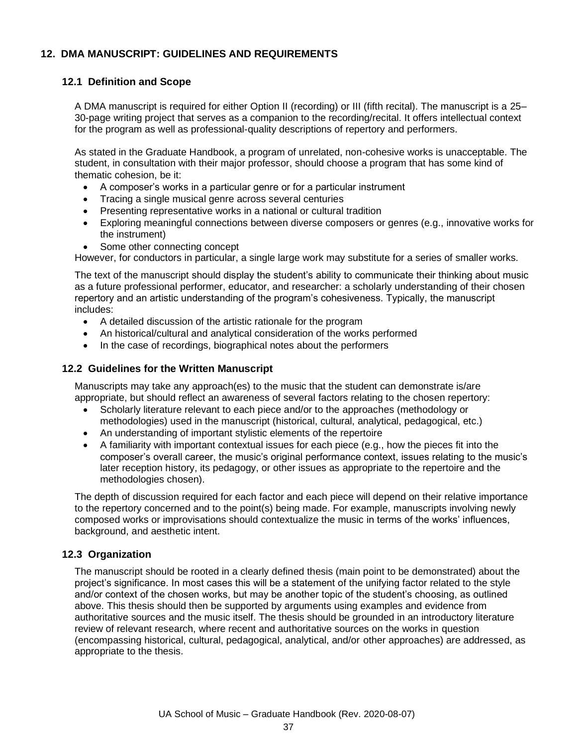## 12. DMA MANUSCRIPT: GUIDELINES AND REQUIREMENTS

### 12.1 Definition and Scope

A DMA manuscript is required for either Option II (recording) or III (fifth recital). The manuscript is a 25–30-page writing project that serves as a companion to the recording/recital. It offers intellectual context for the program as well as professional-quality descriptions of repertory and performers.

As stated in the Graduate Handbook, a program of unrelated, non-cohesive works is unacceptable. The student, in consultation with their major professor, should choose a program that has some kind of thematic cohesion, be it:

- A composer's works in a particular genre or for a particular instrument
- Tracing a single musical genre across several centuries
- Presenting representative works in a national or cultural tradition
- Exploring meaningful connections between diverse composers or genres (e.g., innovative works for the instrument)
- Some other connecting concept

However, for conductors in particular, a single large work may substitute for a series of smaller works.

The text of the manuscript should display the student's ability to communicate their thinking about music as a future professional performer, educator, and researcher: a scholarly understanding of their chosen repertory and an artistic understanding of the program's cohesiveness. Typically, the manuscript includes:

- A detailed discussion of the artistic rationale for the program
- An historical/cultural and analytical consideration of the works performed
- In the case of recordings, biographical notes about the performers

### 12.2 Guidelines for the Written Manuscript

Manuscripts may take any approach(es) to the music that the student can demonstrate is/are appropriate, but should reflect an awareness of several factors relating to the chosen repertory:

- Scholarly literature relevant to each piece and/or to the approaches (methodology or methodologies) used in the manuscript (historical, cultural, analytical, pedagogical, etc.)
- An understanding of important stylistic elements of the repertoire
- A familiarity with important contextual issues for each piece (e.g., how the pieces fit into the composer's overall career, the music's original performance context, issues relating to the music's later reception history, its pedagogy, or other issues as appropriate to the repertoire and the methodologies chosen).

The depth of discussion required for each factor and each piece will depend on their relative importance to the repertory concerned and to the point(s) being made. For example, manuscripts involving newly composed works or improvisations should contextualize the music in terms of the works' influences, background, and aesthetic intent.

### 12.3 Organization

The manuscript should be rooted in a clearly defined thesis (main point to be demonstrated) about the project's significance. In most cases this will be a statement of the unifying factor related to the style and/or context of the chosen works, but may be another topic of the student's choosing, as outlined above. This thesis should then be supported by arguments using examples and evidence from authoritative sources and the music itself. The thesis should be grounded in an introductory literature review of relevant research, where recent and authoritative sources on the works in question (encompassing historical, cultural, pedagogical, analytical, and/or other approaches) are addressed, as appropriate to the thesis.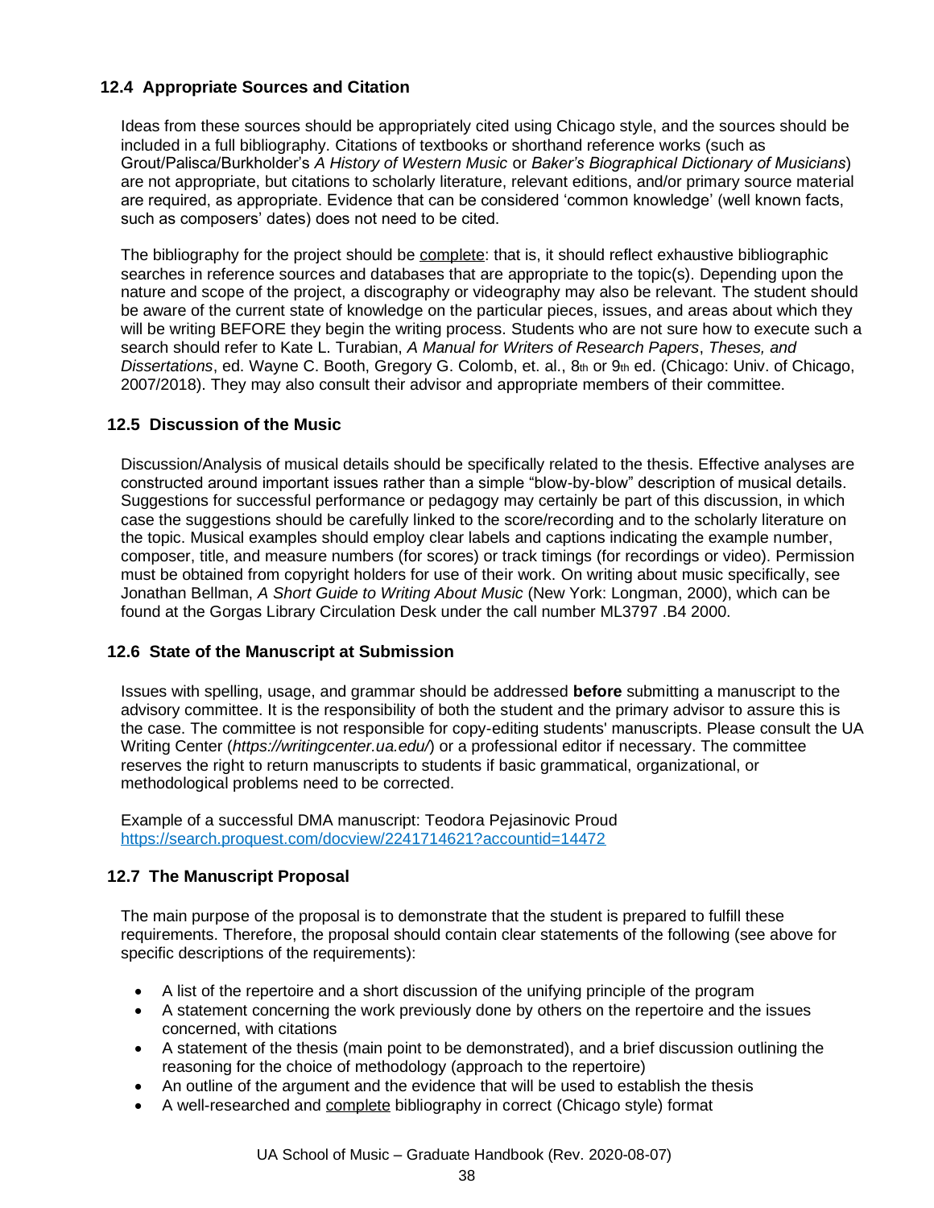## 12.4 Appropriate Sources and Citation

Ideas from these sources should be appropriately cited using Chicago style, and the sources should be included in a full bibliography. Citations of textbooks or shorthand reference works (such as Grout/Palisca/Burkholder's *A History of Western Music* or *Baker's Biographical Dictionary of Musicians*) are not appropriate, but citations to scholarly literature, relevant editions, and/or primary source material are required, as appropriate. Evidence that can be considered 'common knowledge' (well known facts, such as composers' dates) does not need to be cited.

The bibliography for the project should be <u>complete</u>: that is, it should reflect exhaustive bibliographic searches in reference sources and databases that are appropriate to the topic(s). Depending upon the nature and scope of the project, a discography or videography may also be relevant. The student should be aware of the current state of knowledge on the particular pieces, issues, and areas about which they will be writing BEFORE they begin the writing process. Students who are not sure how to execute such a search should refer to Kate L. Turabian, *A Manual for Writers of Research Papers*, *Theses, and Dissertations*, ed. Wayne C. Booth, Gregory G. Colomb, et. al., 8th or 9th ed. (Chicago: Univ. of Chicago, 2007/2018). They may also consult their advisor and appropriate members of their committee.

## 12.5 Discussion of the Music

Discussion/Analysis of musical details should be specifically related to the thesis. Effective analyses are constructed around important issues rather than a simple "blow-by-blow" description of musical details. Suggestions for successful performance or pedagogy may certainly be part of this discussion, in which case the suggestions should be carefully linked to the score/recording and to the scholarly literature on the topic. Musical examples should employ clear labels and captions indicating the example number, composer, title, and measure numbers (for scores) or track timings (for recordings or video). Permission must be obtained from copyright holders for use of their work. On writing about music specifically, see Jonathan Bellman, *A Short Guide to Writing About Music* (New York: Longman, 2000), which can be found at the Gorgas Library Circulation Desk under the call number ML3797 .B4 2000.

## 12.6 State of the Manuscript at Submission

Issues with spelling, usage, and grammar should be addressed **before** submitting a manuscript to the advisory committee. It is the responsibility of both the student and the primary advisor to assure this is the case. The committee is not responsible for copy-editing students' manuscripts. Please consult the UA Writing Center (*https://writingcenter.ua.edu/*) or a professional editor if necessary. The committee reserves the right to return manuscripts to students if basic grammatical, organizational, or methodological problems need to be corrected.

Example of a successful DMA manuscript: Teodora Pejasinovic Proud
https://search.proquest.com/docview/2241714621?accountid=14472

## 12.7 The Manuscript Proposal

The main purpose of the proposal is to demonstrate that the student is prepared to fulfill these requirements. Therefore, the proposal should contain clear statements of the following (see above for specific descriptions of the requirements):

- A list of the repertoire and a short discussion of the unifying principle of the program
- A statement concerning the work previously done by others on the repertoire and the issues concerned, with citations
- A statement of the thesis (main point to be demonstrated), and a brief discussion outlining the reasoning for the choice of methodology (approach to the repertoire)
- An outline of the argument and the evidence that will be used to establish the thesis
- A well-researched and <u>complete</u> bibliography in correct (Chicago style) format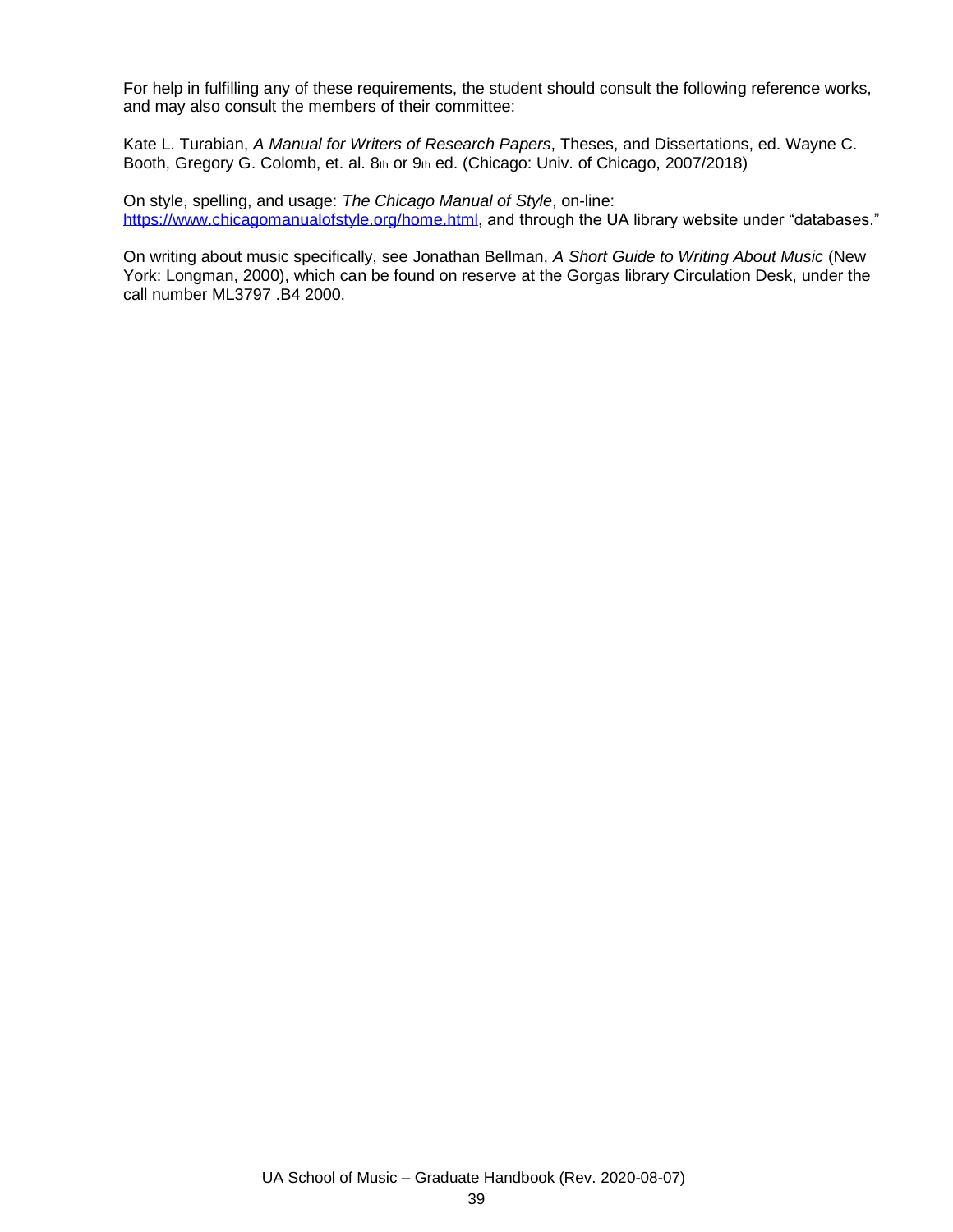For help in fulfilling any of these requirements, the student should consult the following reference works, and may also consult the members of their committee:

Kate L. Turabian, *A Manual for Writers of Research Papers*, Theses, and Dissertations, ed. Wayne C. Booth, Gregory G. Colomb, et. al. 8th or 9th ed. (Chicago: Univ. of Chicago, 2007/2018)

On style, spelling, and usage: *The Chicago Manual of Style*, on-line: [https://www.chicagomanualofstyle.org/home.html](https://www.chicagomanualofstyle.org/home.html), and through the UA library website under "databases."

On writing about music specifically, see Jonathan Bellman, *A Short Guide to Writing About Music* (New York: Longman, 2000), which can be found on reserve at the Gorgas library Circulation Desk, under the call number ML3797 .B4 2000.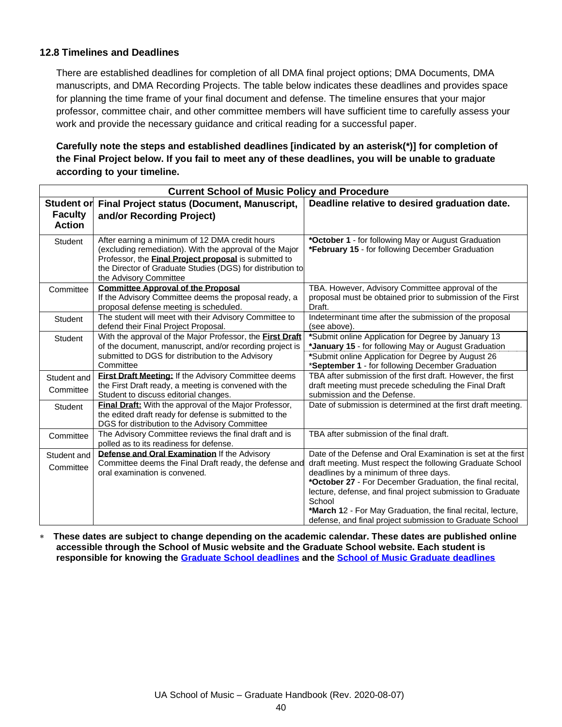### 12.8 Timelines and Deadlines

There are established deadlines for completion of all DMA final project options; DMA Documents, DMA manuscripts, and DMA Recording Projects. The table below indicates these deadlines and provides space for planning the time frame of your final document and defense. The timeline ensures that your major professor, committee chair, and other committee members will have sufficient time to carefully assess your work and provide the necessary guidance and critical reading for a successful paper.

**Carefully note the steps and established deadlines [indicated by an asterisk(*)] for completion of the Final Project below. If you fail to meet any of these deadlines, you will be unable to graduate according to your timeline.**

| Current School of Music Policy and Procedure | | |
|---|---|---|
| **Student or Faculty Action** | **Final Project status (Document, Manuscript, and/or Recording Project)** | **Deadline relative to desired graduation date.** |
| Student | After earning a minimum of 12 DMA credit hours (excluding remediation). With the approval of the Major Professor, the **Final Project proposal** is submitted to the Director of Graduate Studies (DGS) for distribution to the Advisory Committee | ***October 1** - for following May or August Graduation<br>***February 15** - for following December Graduation |
| Committee | **Committee Approval of the Proposal**<br>If the Advisory Committee deems the proposal ready, a proposal defense meeting is scheduled. | TBA. However, Advisory Committee approval of the proposal must be obtained prior to submission of the First Draft. |
| Student | The student will meet with their Advisory Committee to defend their Final Project Proposal. | Indeterminant time after the submission of the proposal (see above). |
| Student | With the approval of the Major Professor, the **First Draft** of the document, manuscript, and/or recording project is submitted to DGS for distribution to the Advisory Committee | *Submit online Application for Degree by January 13<br>***January 15** - for following May or August Graduation<br>*Submit online Application for Degree by August 26<br>***September 1** - for following December Graduation |
| Student and Committee | **First Draft Meeting:** If the Advisory Committee deems the First Draft ready, a meeting is convened with the Student to discuss editorial changes. | TBA after submission of the first draft. However, the first draft meeting must precede scheduling the Final Draft submission and the Defense. |
| Student | **Final Draft:** With the approval of the Major Professor, the edited draft ready for defense is submitted to the DGS for distribution to the Advisory Committee | Date of submission is determined at the first draft meeting. |
| Committee | The Advisory Committee reviews the final draft and is polled as to its readiness for defense. | TBA after submission of the final draft. |
| Student and Committee | **Defense and Oral Examination** If the Advisory Committee deems the Final Draft ready, the defense and oral examination is convened. | Date of the Defense and Oral Examination is set at the first draft meeting. Must respect the following Graduate School deadlines by a minimum of three days.<br>***October 27** - For December Graduation, the final recital, lecture, defense, and final project submission to Graduate School<br>***March 1**2 - For May Graduation, the final recital, lecture, defense, and final project submission to Graduate School |

- **These dates are subject to change depending on the academic calendar. These dates are published online accessible through the School of Music website and the Graduate School website. Each student is responsible for knowing the Graduate School deadlines and the School of Music Graduate deadlines**